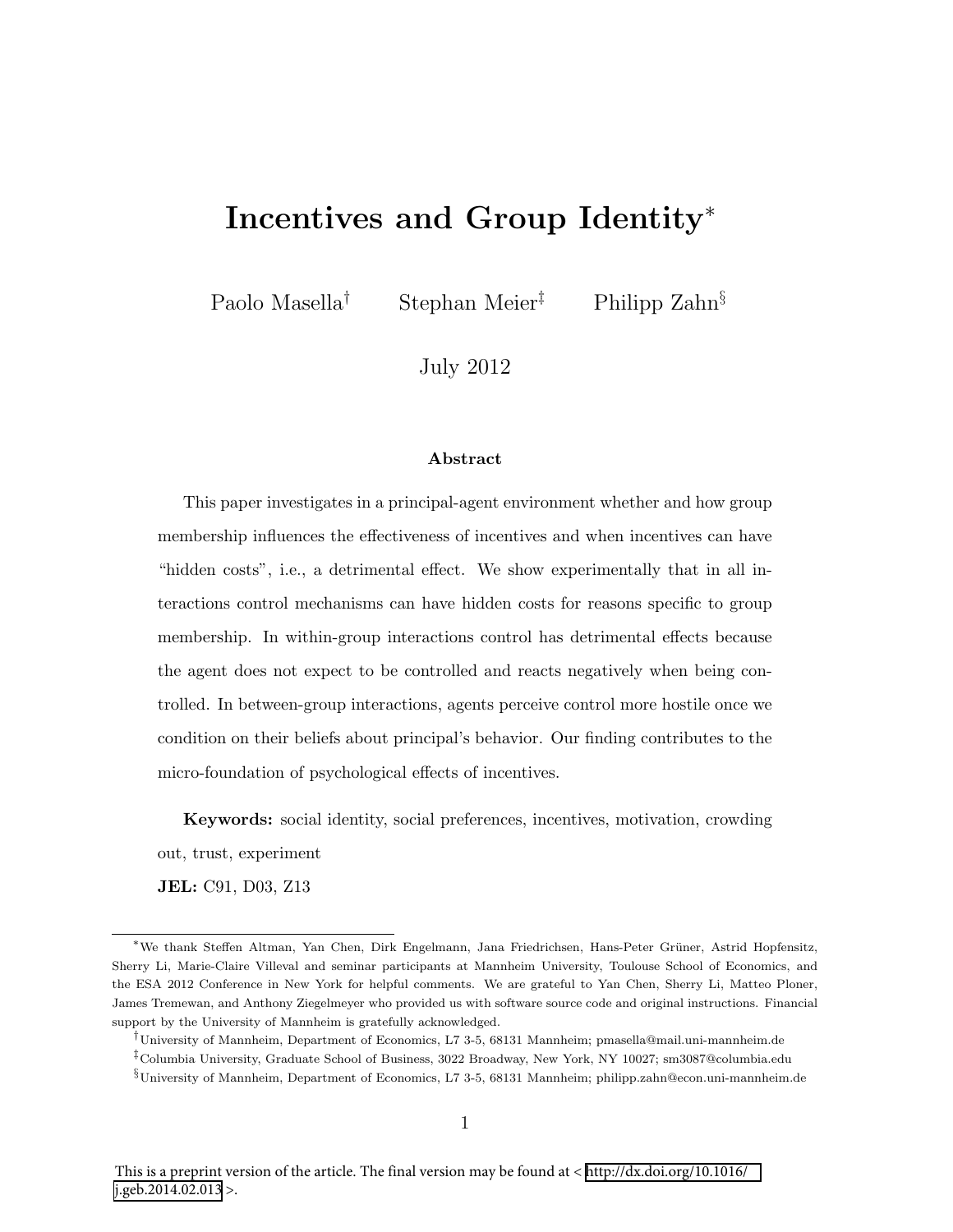# Incentives and Group Identity*

Paolo Masella[†] Stephan Meier[‡] Philipp Zahn[§]

July 2012

### Abstract

This paper investigates in a principal-agent environment whether and how group membership influences the effectiveness of incentives and when incentives can have "hidden costs", i.e., a detrimental effect. We show experimentally that in all interactions control mechanisms can have hidden costs for reasons specific to group membership. In within-group interactions control has detrimental effects because the agent does not expect to be controlled and reacts negatively when being controlled. In between-group interactions, agents perceive control more hostile once we condition on their beliefs about principal's behavior. Our finding contributes to the micro-foundation of psychological effects of incentives.

**Keywords:** social identity, social preferences, incentives, motivation, crowding out, trust, experiment

**JEL:** C91, D03, Z13

---

*We thank Steffen Altman, Yan Chen, Dirk Engelmann, Jana Friedrichsen, Hans-Peter Grüner, Astrid Hopfensitz, Sherry Li, Marie-Claire Villeval and seminar participants at Mannheim University, Toulouse School of Economics, and the ESA 2012 Conference in New York for helpful comments. We are grateful to Yan Chen, Sherry Li, Matteo Ploner, James Tremewan, and Anthony Ziegelmeyer who provided us with software source code and original instructions. Financial support by the University of Mannheim is gratefully acknowledged.

[†]University of Mannheim, Department of Economics, L7 3-5, 68131 Mannheim; pmasella@mail.uni-mannheim.de

[‡]Columbia University, Graduate School of Business, 3022 Broadway, New York, NY 10027; sm3087@columbia.edu

[§]University of Mannheim, Department of Economics, L7 3-5, 68131 Mannheim; philipp.zahn@econ.uni-mannheim.de

This is a preprint version of the article. The final version may be found at < http://dx.doi.org/10.1016/j.geb.2014.02.013 >.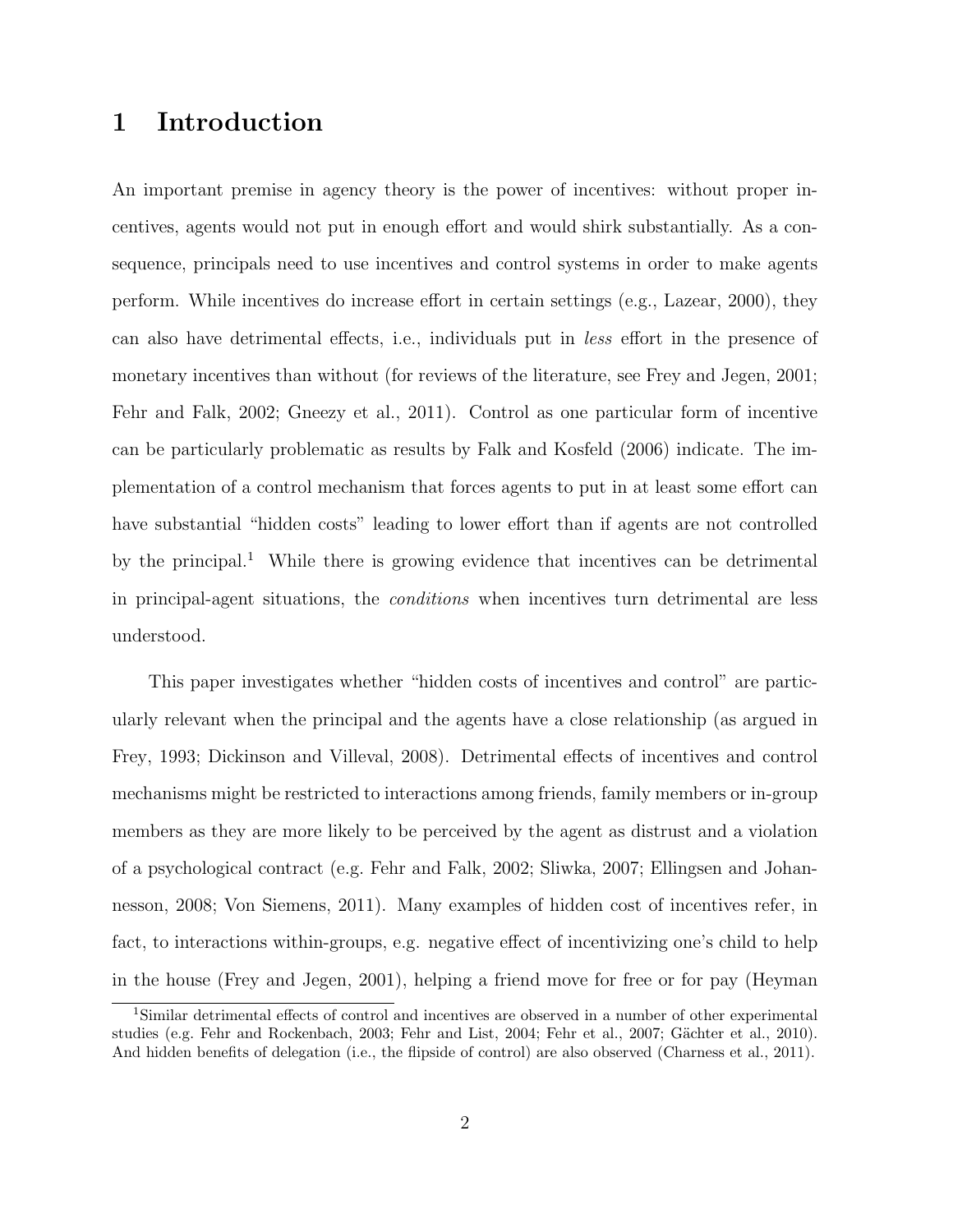# 1 Introduction

An important premise in agency theory is the power of incentives: without proper incentives, agents would not put in enough effort and would shirk substantially. As a consequence, principals need to use incentives and control systems in order to make agents perform. While incentives do increase effort in certain settings (e.g., Lazear, 2000), they can also have detrimental effects, i.e., individuals put in *less* effort in the presence of monetary incentives than without (for reviews of the literature, see Frey and Jegen, 2001; Fehr and Falk, 2002; Gneezy et al., 2011). Control as one particular form of incentive can be particularly problematic as results by Falk and Kosfeld (2006) indicate. The implementation of a control mechanism that forces agents to put in at least some effort can have substantial "hidden costs" leading to lower effort than if agents are not controlled by the principal.[1] While there is growing evidence that incentives can be detrimental in principal-agent situations, the *conditions* when incentives turn detrimental are less understood.

This paper investigates whether "hidden costs of incentives and control" are particularly relevant when the principal and the agents have a close relationship (as argued in Frey, 1993; Dickinson and Villeval, 2008). Detrimental effects of incentives and control mechanisms might be restricted to interactions among friends, family members or in-group members as they are more likely to be perceived by the agent as distrust and a violation of a psychological contract (e.g. Fehr and Falk, 2002; Sliwka, 2007; Ellingsen and Johannesson, 2008; Von Siemens, 2011). Many examples of hidden cost of incentives refer, in fact, to interactions within-groups, e.g. negative effect of incentivizing one's child to help in the house (Frey and Jegen, 2001), helping a friend move for free or for pay (Heyman

[1] Similar detrimental effects of control and incentives are observed in a number of other experimental studies (e.g. Fehr and Rockenbach, 2003; Fehr and List, 2004; Fehr et al., 2007; Gächter et al., 2010). And hidden benefits of delegation (i.e., the flipside of control) are also observed (Charness et al., 2011).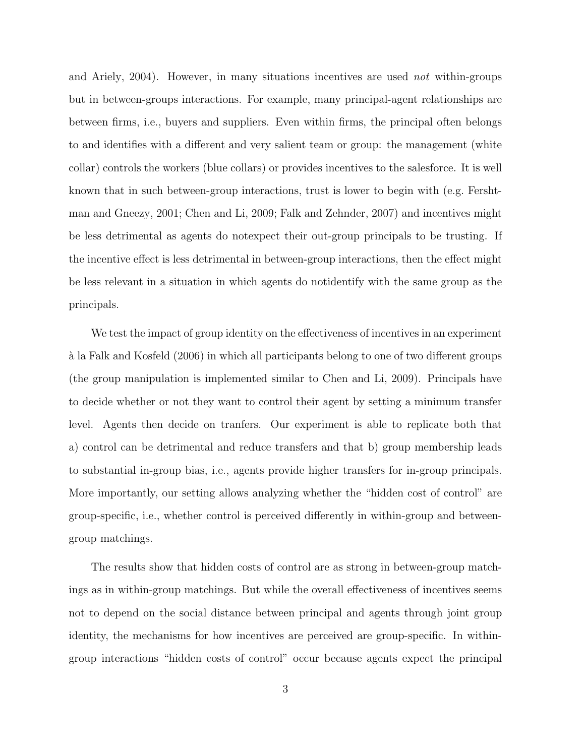and Ariely, 2004). However, in many situations incentives are used *not* within-groups but in between-groups interactions. For example, many principal-agent relationships are between firms, i.e., buyers and suppliers. Even within firms, the principal often belongs to and identifies with a different and very salient team or group: the management (white collar) controls the workers (blue collars) or provides incentives to the salesforce. It is well known that in such between-group interactions, trust is lower to begin with (e.g. Fershtman and Gneezy, 2001; Chen and Li, 2009; Falk and Zehnder, 2007) and incentives might be less detrimental as agents do notexpect their out-group principals to be trusting. If the incentive effect is less detrimental in between-group interactions, then the effect might be less relevant in a situation in which agents do notidentify with the same group as the principals.

We test the impact of group identity on the effectiveness of incentives in an experiment à la Falk and Kosfeld (2006) in which all participants belong to one of two different groups (the group manipulation is implemented similar to Chen and Li, 2009). Principals have to decide whether or not they want to control their agent by setting a minimum transfer level. Agents then decide on tranfers. Our experiment is able to replicate both that a) control can be detrimental and reduce transfers and that b) group membership leads to substantial in-group bias, i.e., agents provide higher transfers for in-group principals. More importantly, our setting allows analyzing whether the "hidden cost of control" are group-specific, i.e., whether control is perceived differently in within-group and between-group matchings.

The results show that hidden costs of control are as strong in between-group matchings as in within-group matchings. But while the overall effectiveness of incentives seems not to depend on the social distance between principal and agents through joint group identity, the mechanisms for how incentives are perceived are group-specific. In within-group interactions "hidden costs of control" occur because agents expect the principal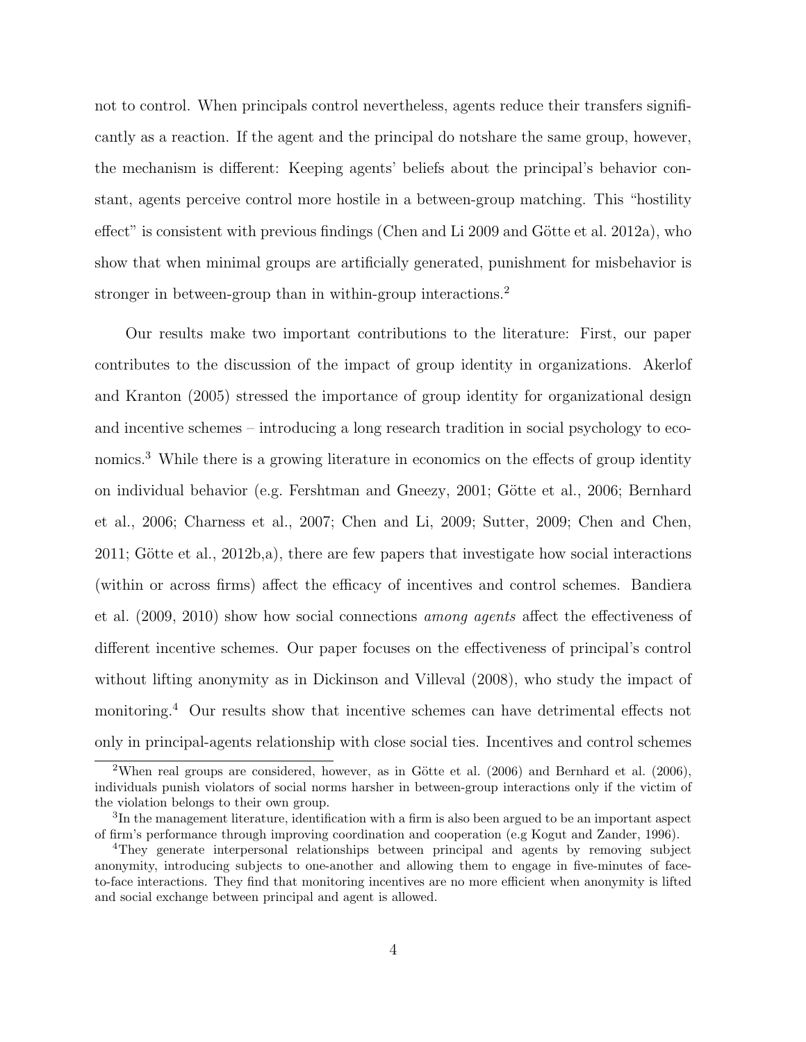not to control. When principals control nevertheless, agents reduce their transfers significantly as a reaction. If the agent and the principal do notshare the same group, however, the mechanism is different: Keeping agents' beliefs about the principal's behavior constant, agents perceive control more hostile in a between-group matching. This "hostility effect" is consistent with previous findings (Chen and Li 2009 and Götte et al. 2012a), who show that when minimal groups are artificially generated, punishment for misbehavior is stronger in between-group than in within-group interactions.[2]

Our results make two important contributions to the literature: First, our paper contributes to the discussion of the impact of group identity in organizations. Akerlof and Kranton (2005) stressed the importance of group identity for organizational design and incentive schemes – introducing a long research tradition in social psychology to economics.[3] While there is a growing literature in economics on the effects of group identity on individual behavior (e.g. Fershtman and Gneezy, 2001; Götte et al., 2006; Bernhard et al., 2006; Charness et al., 2007; Chen and Li, 2009; Sutter, 2009; Chen and Chen, 2011; Götte et al., 2012b,a), there are few papers that investigate how social interactions (within or across firms) affect the efficacy of incentives and control schemes. Bandiera et al. (2009, 2010) show how social connections *among agents* affect the effectiveness of different incentive schemes. Our paper focuses on the effectiveness of principal's control without lifting anonymity as in Dickinson and Villeval (2008), who study the impact of monitoring.[4] Our results show that incentive schemes can have detrimental effects not only in principal-agents relationship with close social ties. Incentives and control schemes

[2] When real groups are considered, however, as in Götte et al. (2006) and Bernhard et al. (2006), individuals punish violators of social norms harsher in between-group interactions only if the victim of the violation belongs to their own group.

[3] In the management literature, identification with a firm is also been argued to be an important aspect of firm's performance through improving coordination and cooperation (e.g Kogut and Zander, 1996).

[4] They generate interpersonal relationships between principal and agents by removing subject anonymity, introducing subjects to one-another and allowing them to engage in five-minutes of face-to-face interactions. They find that monitoring incentives are no more efficient when anonymity is lifted and social exchange between principal and agent is allowed.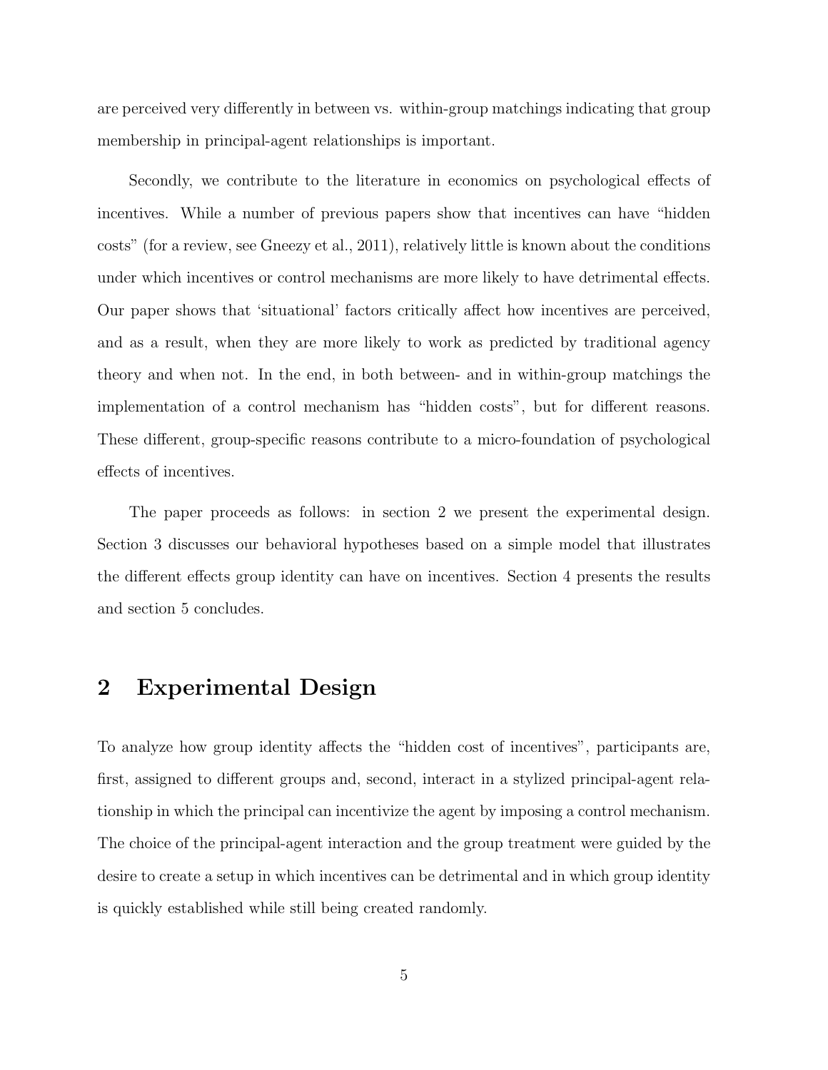are perceived very differently in between vs. within-group matchings indicating that group membership in principal-agent relationships is important.

Secondly, we contribute to the literature in economics on psychological effects of incentives. While a number of previous papers show that incentives can have "hidden costs" (for a review, see Gneezy et al., 2011), relatively little is known about the conditions under which incentives or control mechanisms are more likely to have detrimental effects. Our paper shows that 'situational' factors critically affect how incentives are perceived, and as a result, when they are more likely to work as predicted by traditional agency theory and when not. In the end, in both between- and in within-group matchings the implementation of a control mechanism has "hidden costs", but for different reasons. These different, group-specific reasons contribute to a micro-foundation of psychological effects of incentives.

The paper proceeds as follows: in section 2 we present the experimental design. Section 3 discusses our behavioral hypotheses based on a simple model that illustrates the different effects group identity can have on incentives. Section 4 presents the results and section 5 concludes.

## 2 Experimental Design

To analyze how group identity affects the "hidden cost of incentives", participants are, first, assigned to different groups and, second, interact in a stylized principal-agent relationship in which the principal can incentivize the agent by imposing a control mechanism. The choice of the principal-agent interaction and the group treatment were guided by the desire to create a setup in which incentives can be detrimental and in which group identity is quickly established while still being created randomly.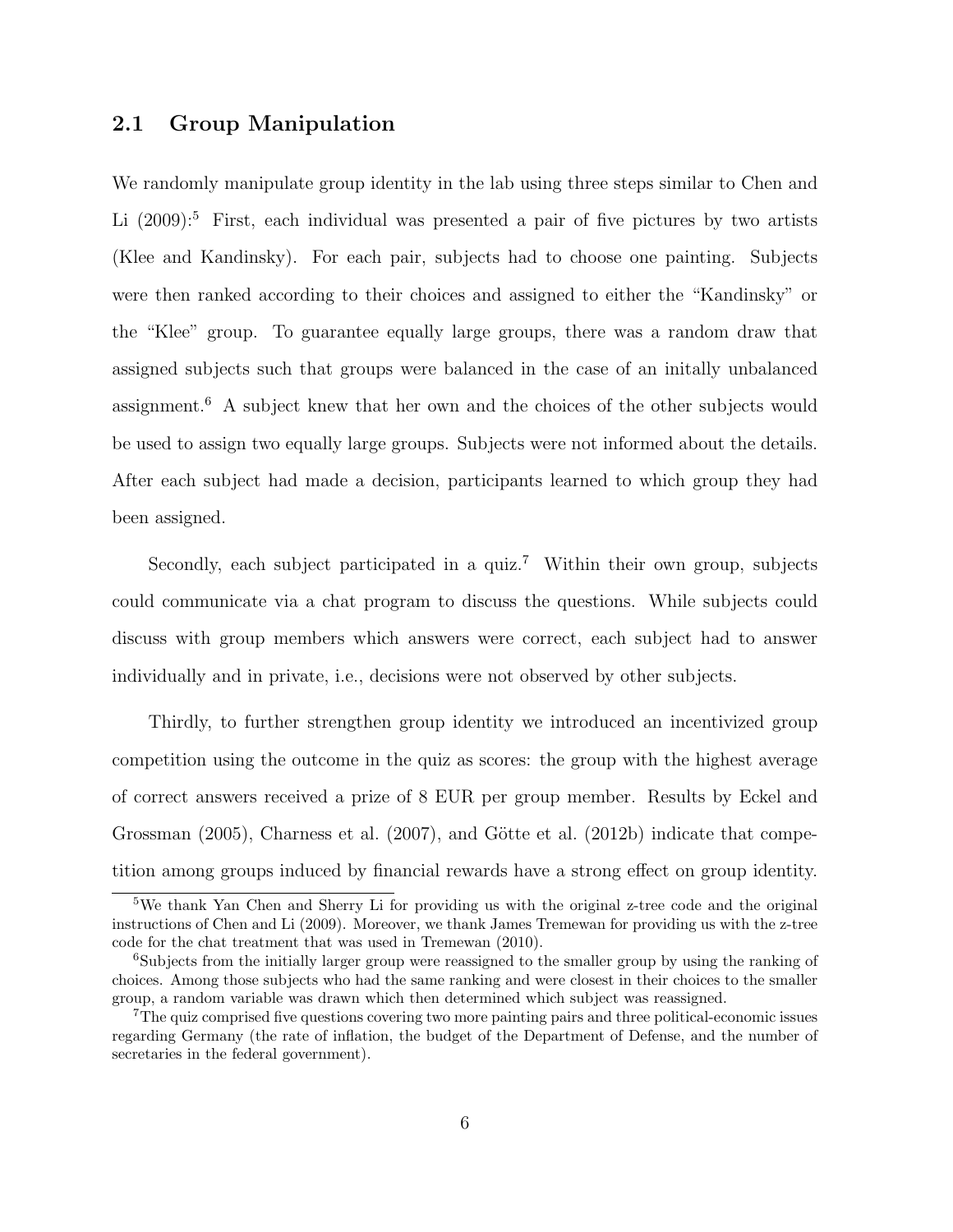## 2.1 Group Manipulation

We randomly manipulate group identity in the lab using three steps similar to Chen and Li (2009):[5] First, each individual was presented a pair of five pictures by two artists (Klee and Kandinsky). For each pair, subjects had to choose one painting. Subjects were then ranked according to their choices and assigned to either the "Kandinsky" or the "Klee" group. To guarantee equally large groups, there was a random draw that assigned subjects such that groups were balanced in the case of an initally unbalanced assignment.[6] A subject knew that her own and the choices of the other subjects would be used to assign two equally large groups. Subjects were not informed about the details. After each subject had made a decision, participants learned to which group they had been assigned.

Secondly, each subject participated in a quiz.[7] Within their own group, subjects could communicate via a chat program to discuss the questions. While subjects could discuss with group members which answers were correct, each subject had to answer individually and in private, i.e., decisions were not observed by other subjects.

Thirdly, to further strengthen group identity we introduced an incentivized group competition using the outcome in the quiz as scores: the group with the highest average of correct answers received a prize of 8 EUR per group member. Results by Eckel and Grossman (2005), Charness et al. (2007), and Götte et al. (2012b) indicate that competition among groups induced by financial rewards have a strong effect on group identity.

---

[5] We thank Yan Chen and Sherry Li for providing us with the original z-tree code and the original instructions of Chen and Li (2009). Moreover, we thank James Tremewan for providing us with the z-tree code for the chat treatment that was used in Tremewan (2010).

[6] Subjects from the initially larger group were reassigned to the smaller group by using the ranking of choices. Among those subjects who had the same ranking and were closest in their choices to the smaller group, a random variable was drawn which then determined which subject was reassigned.

[7] The quiz comprised five questions covering two more painting pairs and three political-economic issues regarding Germany (the rate of inflation, the budget of the Department of Defense, and the number of secretaries in the federal government).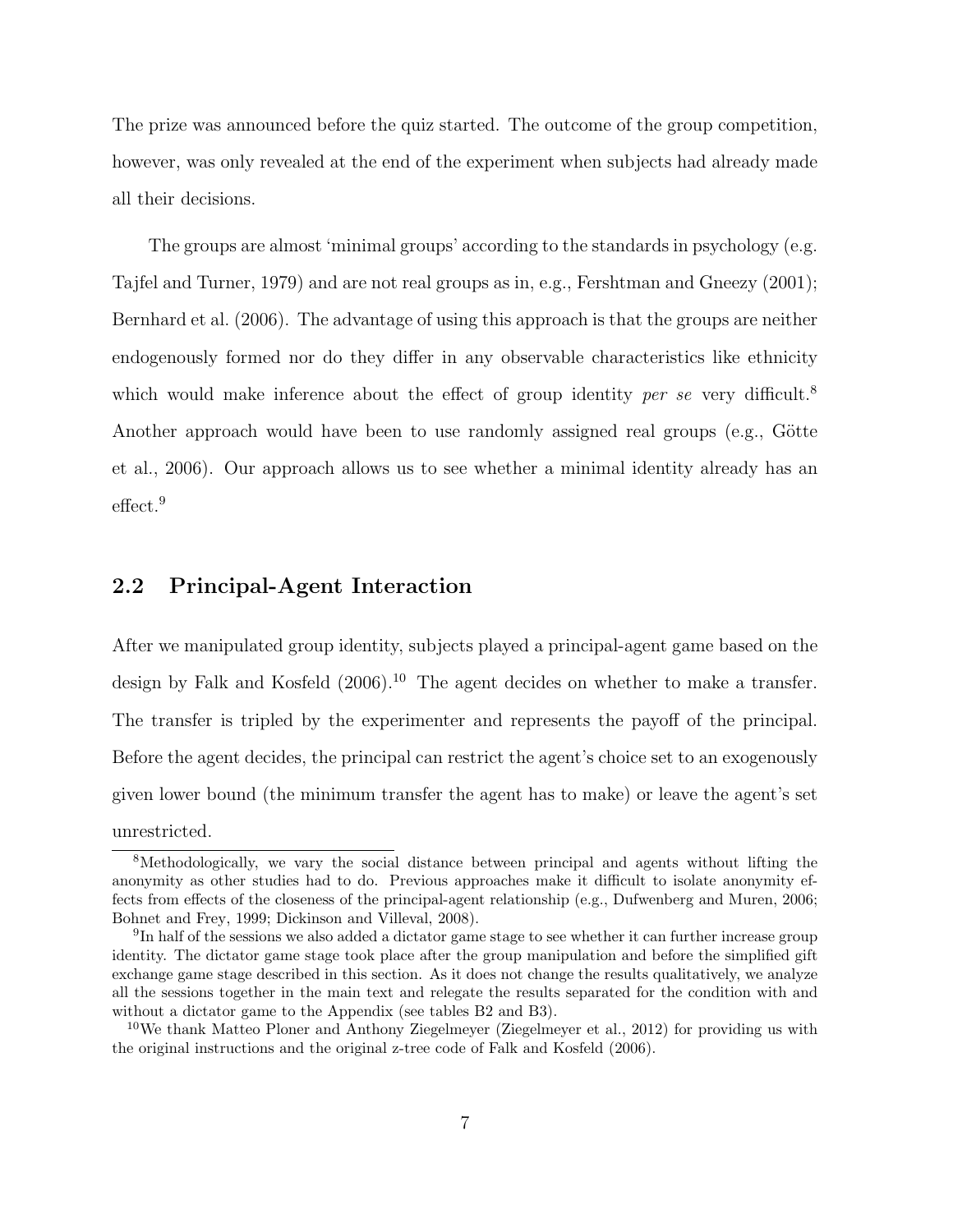The prize was announced before the quiz started. The outcome of the group competition, however, was only revealed at the end of the experiment when subjects had already made all their decisions.

The groups are almost 'minimal groups' according to the standards in psychology (e.g. Tajfel and Turner, 1979) and are not real groups as in, e.g., Fershtman and Gneezy (2001); Bernhard et al. (2006). The advantage of using this approach is that the groups are neither endogenously formed nor do they differ in any observable characteristics like ethnicity which would make inference about the effect of group identity *per se* very difficult.[8] Another approach would have been to use randomly assigned real groups (e.g., Götte et al., 2006). Our approach allows us to see whether a minimal identity already has an effect.[9]

## 2.2 Principal-Agent Interaction

After we manipulated group identity, subjects played a principal-agent game based on the design by Falk and Kosfeld (2006).[10] The agent decides on whether to make a transfer. The transfer is tripled by the experimenter and represents the payoff of the principal. Before the agent decides, the principal can restrict the agent's choice set to an exogenously given lower bound (the minimum transfer the agent has to make) or leave the agent's set unrestricted.

[8] Methodologically, we vary the social distance between principal and agents without lifting the anonymity as other studies had to do. Previous approaches make it difficult to isolate anonymity effects from effects of the closeness of the principal-agent relationship (e.g., Dufwenberg and Muren, 2006; Bohnet and Frey, 1999; Dickinson and Villeval, 2008).

[9] In half of the sessions we also added a dictator game stage to see whether it can further increase group identity. The dictator game stage took place after the group manipulation and before the simplified gift exchange game stage described in this section. As it does not change the results qualitatively, we analyze all the sessions together in the main text and relegate the results separated for the condition with and without a dictator game to the Appendix (see tables B2 and B3).

[10] We thank Matteo Ploner and Anthony Ziegelmeyer (Ziegelmeyer et al., 2012) for providing us with the original instructions and the original z-tree code of Falk and Kosfeld (2006).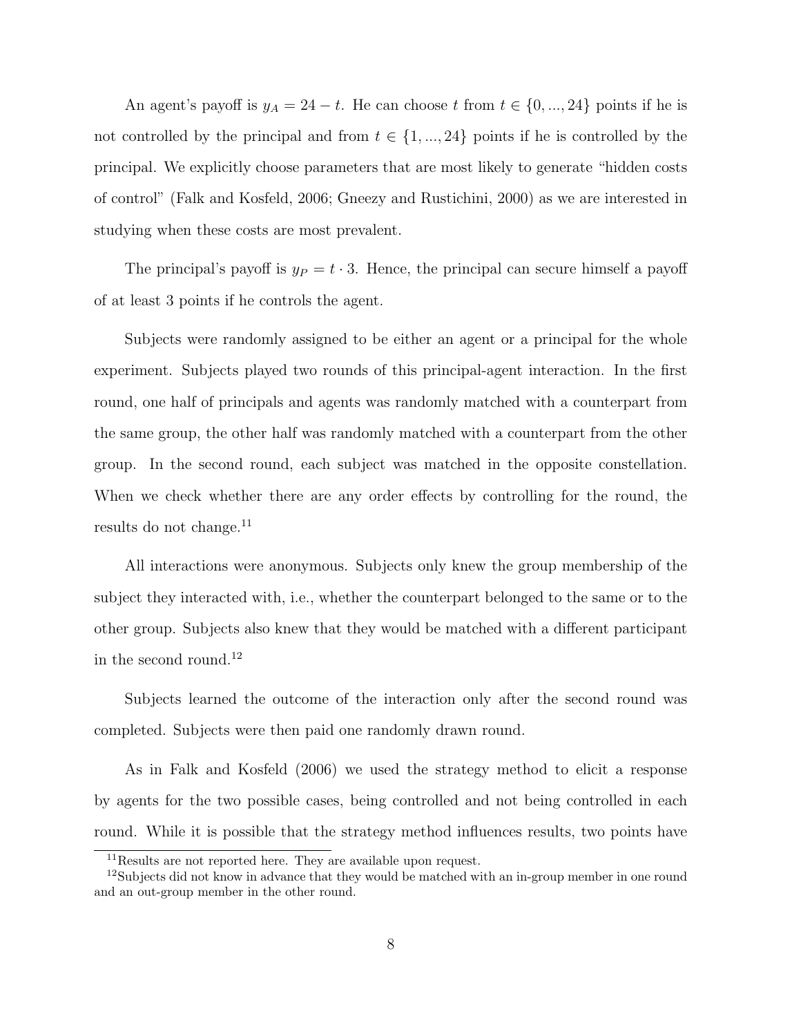An agent's payoff is $y_A = 24 - t$. He can choose $t$ from $t \in \{0, ..., 24\}$ points if he is not controlled by the principal and from $t \in \{1, ..., 24\}$ points if he is controlled by the principal. We explicitly choose parameters that are most likely to generate "hidden costs of control" (Falk and Kosfeld, 2006; Gneezy and Rustichini, 2000) as we are interested in studying when these costs are most prevalent.

The principal's payoff is $y_P = t \cdot 3$. Hence, the principal can secure himself a payoff of at least 3 points if he controls the agent.

Subjects were randomly assigned to be either an agent or a principal for the whole experiment. Subjects played two rounds of this principal-agent interaction. In the first round, one half of principals and agents was randomly matched with a counterpart from the same group, the other half was randomly matched with a counterpart from the other group. In the second round, each subject was matched in the opposite constellation. When we check whether there are any order effects by controlling for the round, the results do not change.[11]

All interactions were anonymous. Subjects only knew the group membership of the subject they interacted with, i.e., whether the counterpart belonged to the same or to the other group. Subjects also knew that they would be matched with a different participant in the second round.[12]

Subjects learned the outcome of the interaction only after the second round was completed. Subjects were then paid one randomly drawn round.

As in Falk and Kosfeld (2006) we used the strategy method to elicit a response by agents for the two possible cases, being controlled and not being controlled in each round. While it is possible that the strategy method influences results, two points have

[11] Results are not reported here. They are available upon request.

[12] Subjects did not know in advance that they would be matched with an in-group member in one round and an out-group member in the other round.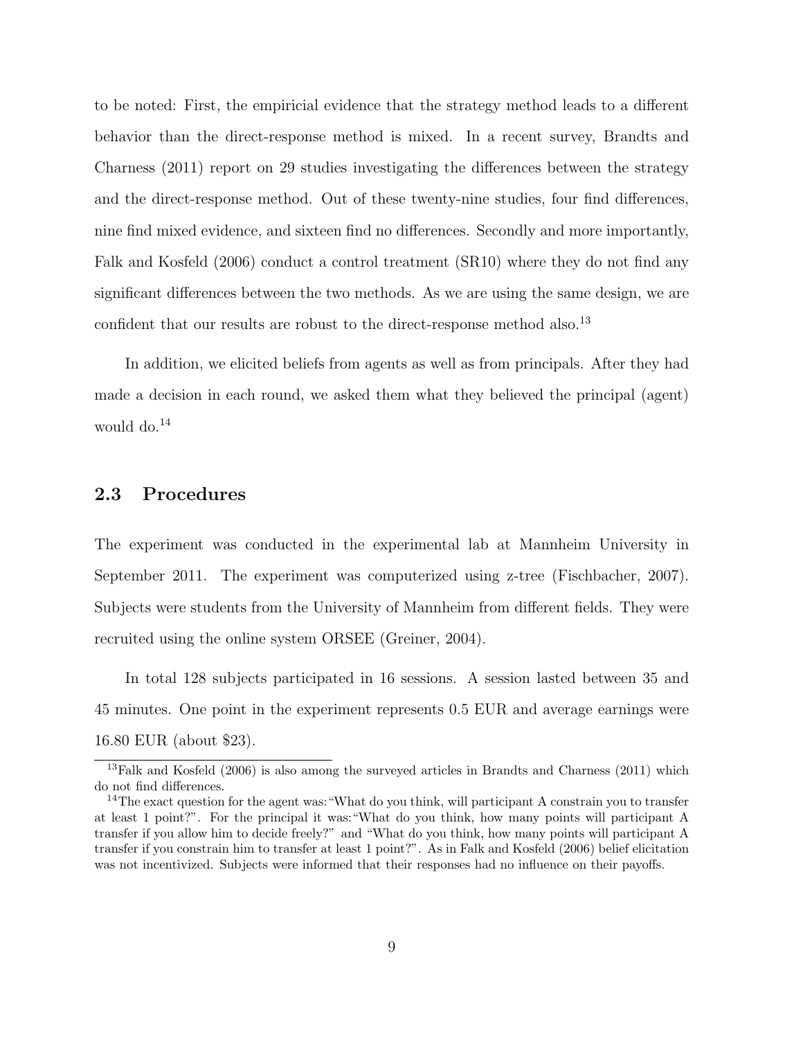to be noted: First, the empiricial evidence that the strategy method leads to a different behavior than the direct-response method is mixed. In a recent survey, Brandts and Charness (2011) report on 29 studies investigating the differences between the strategy and the direct-response method. Out of these twenty-nine studies, four find differences, nine find mixed evidence, and sixteen find no differences. Secondly and more importantly, Falk and Kosfeld (2006) conduct a control treatment (SR10) where they do not find any significant differences between the two methods. As we are using the same design, we are confident that our results are robust to the direct-response method also.[13]

In addition, we elicited beliefs from agents as well as from principals. After they had made a decision in each round, we asked them what they believed the principal (agent) would do.[14]

## 2.3 Procedures

The experiment was conducted in the experimental lab at Mannheim University in September 2011. The experiment was computerized using z-tree (Fischbacher, 2007). Subjects were students from the University of Mannheim from different fields. They were recruited using the online system ORSEE (Greiner, 2004).

In total 128 subjects participated in 16 sessions. A session lasted between 35 and 45 minutes. One point in the experiment represents 0.5 EUR and average earnings were 16.80 EUR (about $23).

[13] Falk and Kosfeld (2006) is also among the surveyed articles in Brandts and Charness (2011) which do not find differences.

[14] The exact question for the agent was: "What do you think, will participant A constrain you to transfer at least 1 point?". For the principal it was: "What do you think, how many points will participant A transfer if you allow him to decide freely?" and "What do you think, how many points will participant A transfer if you constrain him to transfer at least 1 point?". As in Falk and Kosfeld (2006) belief elicitation was not incentivized. Subjects were informed that their responses had no influence on their payoffs.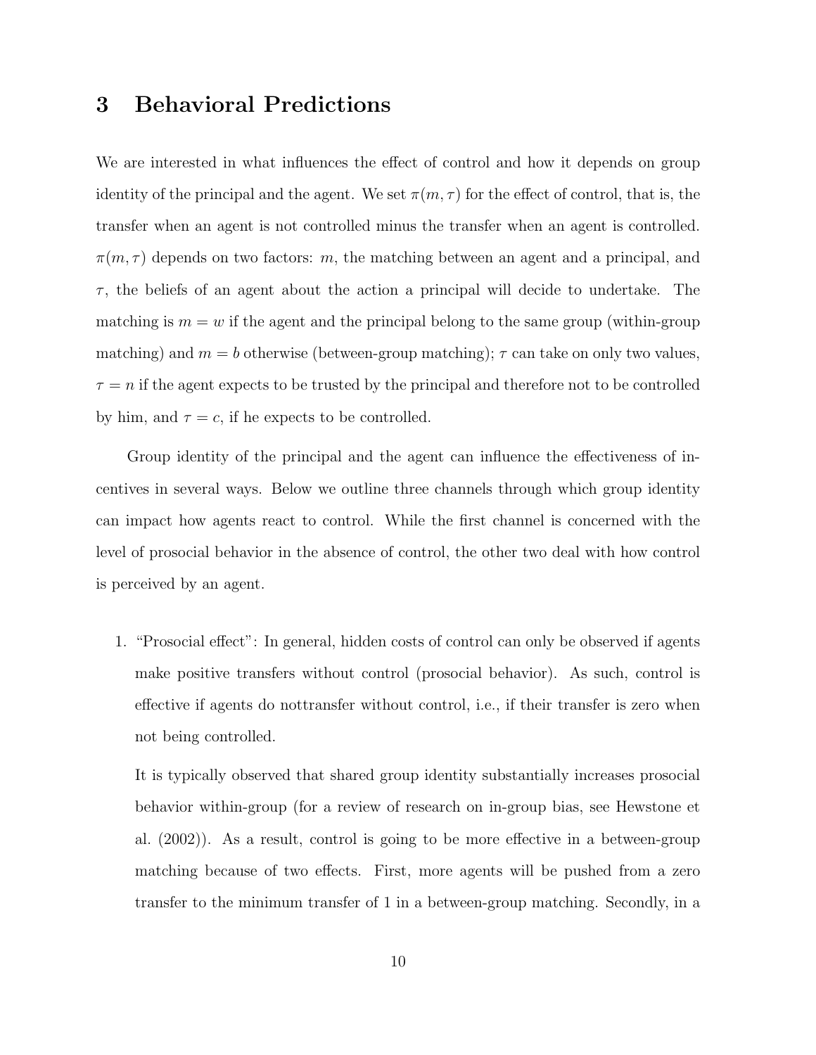# 3 Behavioral Predictions

We are interested in what influences the effect of control and how it depends on group identity of the principal and the agent. We set $\pi(m, \tau)$ for the effect of control, that is, the transfer when an agent is not controlled minus the transfer when an agent is controlled. $\pi(m, \tau)$ depends on two factors: $m$, the matching between an agent and a principal, and $\tau$, the beliefs of an agent about the action a principal will decide to undertake. The matching is $m = w$ if the agent and the principal belong to the same group (within-group matching) and $m = b$ otherwise (between-group matching); $\tau$ can take on only two values, $\tau = n$ if the agent expects to be trusted by the principal and therefore not to be controlled by him, and $\tau = c$, if he expects to be controlled.

Group identity of the principal and the agent can influence the effectiveness of incentives in several ways. Below we outline three channels through which group identity can impact how agents react to control. While the first channel is concerned with the level of prosocial behavior in the absence of control, the other two deal with how control is perceived by an agent.

1. "Prosocial effect": In general, hidden costs of control can only be observed if agents make positive transfers without control (prosocial behavior). As such, control is effective if agents do nottransfer without control, i.e., if their transfer is zero when not being controlled.

   It is typically observed that shared group identity substantially increases prosocial behavior within-group (for a review of research on in-group bias, see Hewstone et al. (2002)). As a result, control is going to be more effective in a between-group matching because of two effects. First, more agents will be pushed from a zero transfer to the minimum transfer of 1 in a between-group matching. Secondly, in a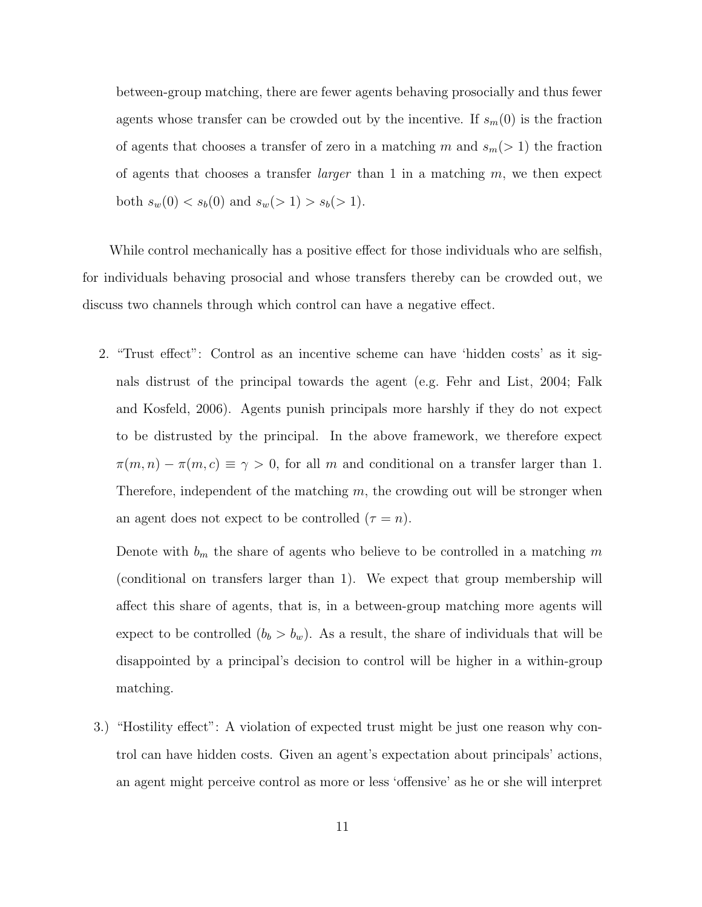between-group matching, there are fewer agents behaving prosocially and thus fewer agents whose transfer can be crowded out by the incentive. If $s_m(0)$ is the fraction of agents that chooses a transfer of zero in a matching $m$ and $s_m(>1)$ the fraction of agents that chooses a transfer *larger* than 1 in a matching $m$, we then expect both $s_w(0) < s_b(0)$ and $s_w(>1) > s_b(>1)$.

While control mechanically has a positive effect for those individuals who are selfish, for individuals behaving prosocial and whose transfers thereby can be crowded out, we discuss two channels through which control can have a negative effect.

2. "Trust effect": Control as an incentive scheme can have 'hidden costs' as it signals distrust of the principal towards the agent (e.g. Fehr and List, 2004; Falk and Kosfeld, 2006). Agents punish principals more harshly if they do not expect to be distrusted by the principal. In the above framework, we therefore expect $\pi(m, n) - \pi(m, c) \equiv \gamma > 0$, for all $m$ and conditional on a transfer larger than 1. Therefore, independent of the matching $m$, the crowding out will be stronger when an agent does not expect to be controlled ($\tau = n$).

   Denote with $b_m$ the share of agents who believe to be controlled in a matching $m$ (conditional on transfers larger than 1). We expect that group membership will affect this share of agents, that is, in a between-group matching more agents will expect to be controlled ($b_b > b_w$). As a result, the share of individuals that will be disappointed by a principal's decision to control will be higher in a within-group matching.

3.) "Hostility effect": A violation of expected trust might be just one reason why control can have hidden costs. Given an agent's expectation about principals' actions, an agent might perceive control as more or less 'offensive' as he or she will interpret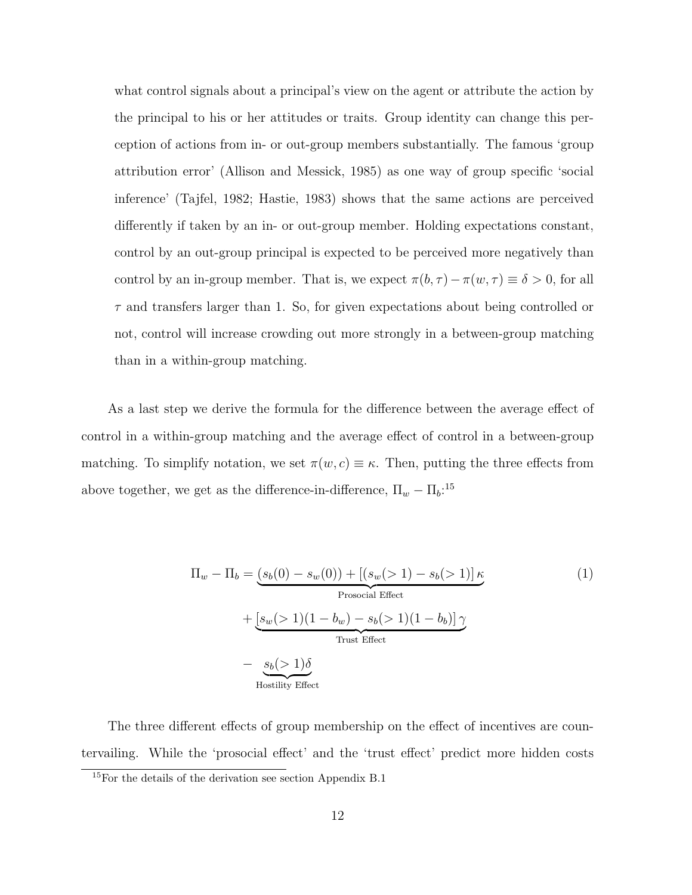what control signals about a principal's view on the agent or attribute the action by the principal to his or her attitudes or traits. Group identity can change this perception of actions from in- or out-group members substantially. The famous 'group attribution error' (Allison and Messick, 1985) as one way of group specific 'social inference' (Tajfel, 1982; Hastie, 1983) shows that the same actions are perceived differently if taken by an in- or out-group member. Holding expectations constant, control by an out-group principal is expected to be perceived more negatively than control by an in-group member. That is, we expect $\pi(b,\tau) - \pi(w,\tau) \equiv \delta > 0$, for all $\tau$ and transfers larger than 1. So, for given expectations about being controlled or not, control will increase crowding out more strongly in a between-group matching than in a within-group matching.

As a last step we derive the formula for the difference between the average effect of control in a within-group matching and the average effect of control in a between-group matching. To simplify notation, we set $\pi(w,c) \equiv \kappa$. Then, putting the three effects from above together, we get as the difference-in-difference, $\Pi_w - \Pi_b$:[15]

$$
\begin{aligned}
\Pi_w - \Pi_b = & \underbrace{(s_b(0) - s_w(0)) + [(s_w(>1) - s_b(>1)]\,\kappa}_{\text{Prosocial Effect}} \\
& + \underbrace{[s_w(>1)(1-b_w) - s_b(>1)(1-b_b)]\,\gamma}_{\text{Trust Effect}} \\
& - \underbrace{s_b(>1)\delta}_{\text{Hostility Effect}}
\end{aligned} \tag{1}
$$

The three different effects of group membership on the effect of incentives are countervailing. While the 'prosocial effect' and the 'trust effect' predict more hidden costs

[15] For the details of the derivation see section Appendix B.1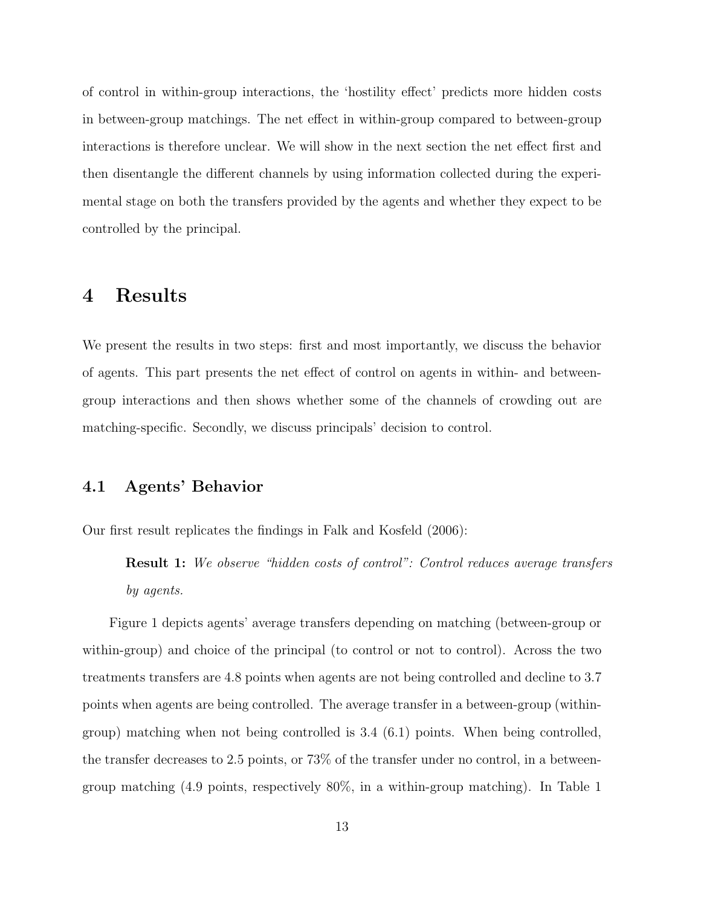of control in within-group interactions, the 'hostility effect' predicts more hidden costs in between-group matchings. The net effect in within-group compared to between-group interactions is therefore unclear. We will show in the next section the net effect first and then disentangle the different channels by using information collected during the experimental stage on both the transfers provided by the agents and whether they expect to be controlled by the principal.

# 4 Results

We present the results in two steps: first and most importantly, we discuss the behavior of agents. This part presents the net effect of control on agents in within- and between-group interactions and then shows whether some of the channels of crowding out are matching-specific. Secondly, we discuss principals' decision to control.

## 4.1 Agents' Behavior

Our first result replicates the findings in Falk and Kosfeld (2006):

> **Result 1:** *We observe "hidden costs of control": Control reduces average transfers by agents.*

Figure 1 depicts agents' average transfers depending on matching (between-group or within-group) and choice of the principal (to control or not to control). Across the two treatments transfers are 4.8 points when agents are not being controlled and decline to 3.7 points when agents are being controlled. The average transfer in a between-group (within-group) matching when not being controlled is 3.4 (6.1) points. When being controlled, the transfer decreases to 2.5 points, or 73% of the transfer under no control, in a between-group matching (4.9 points, respectively 80%, in a within-group matching). In Table 1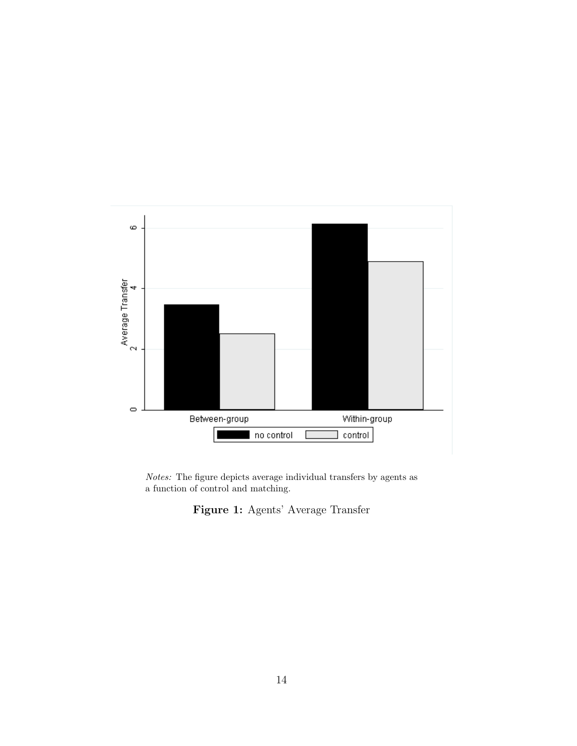*Notes:* The figure depicts average individual transfers by agents as a function of control and matching.

**Figure 1:** Agents' Average Transfer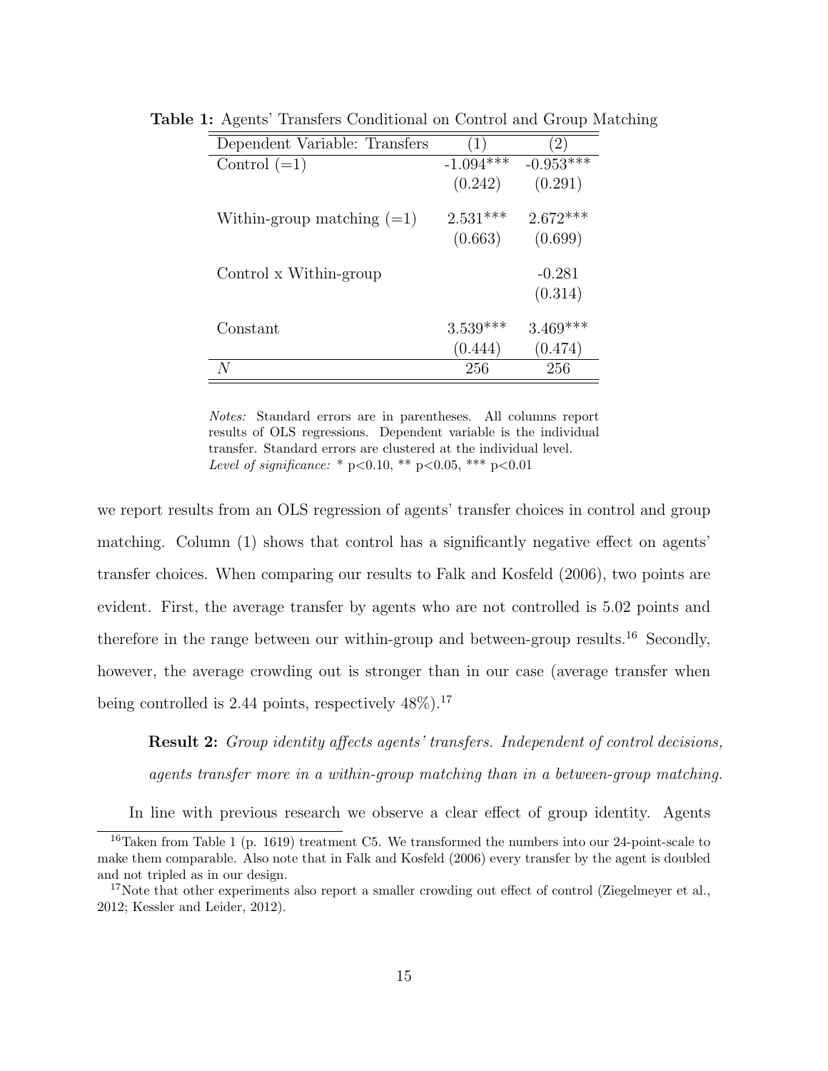**Table 1:** Agents' Transfers Conditional on Control and Group Matching

| Dependent Variable: Transfers | (1) | (2) |
|---|---|---|
| Control (=1) | -1.094*** | -0.953*** |
| | (0.242) | (0.291) |
| Within-group matching (=1) | 2.531*** | 2.672*** |
| | (0.663) | (0.699) |
| Control x Within-group | | -0.281 |
| | | (0.314) |
| Constant | 3.539*** | 3.469*** |
| | (0.444) | (0.474) |
| $N$ | 256 | 256 |

*Notes:* Standard errors are in parentheses. All columns report results of OLS regressions. Dependent variable is the individual transfer. Standard errors are clustered at the individual level. *Level of significance:* * p<0.10, ** p<0.05, *** p<0.01

we report results from an OLS regression of agents' transfer choices in control and group matching. Column (1) shows that control has a significantly negative effect on agents' transfer choices. When comparing our results to Falk and Kosfeld (2006), two points are evident. First, the average transfer by agents who are not controlled is 5.02 points and therefore in the range between our within-group and between-group results.[16] Secondly, however, the average crowding out is stronger than in our case (average transfer when being controlled is 2.44 points, respectively 48%).[17]

> **Result 2:** *Group identity affects agents' transfers. Independent of control decisions, agents transfer more in a within-group matching than in a between-group matching.*

In line with previous research we observe a clear effect of group identity. Agents

[16] Taken from Table 1 (p. 1619) treatment C5. We transformed the numbers into our 24-point-scale to make them comparable. Also note that in Falk and Kosfeld (2006) every transfer by the agent is doubled and not tripled as in our design.

[17] Note that other experiments also report a smaller crowding out effect of control (Ziegelmeyer et al., 2012; Kessler and Leider, 2012).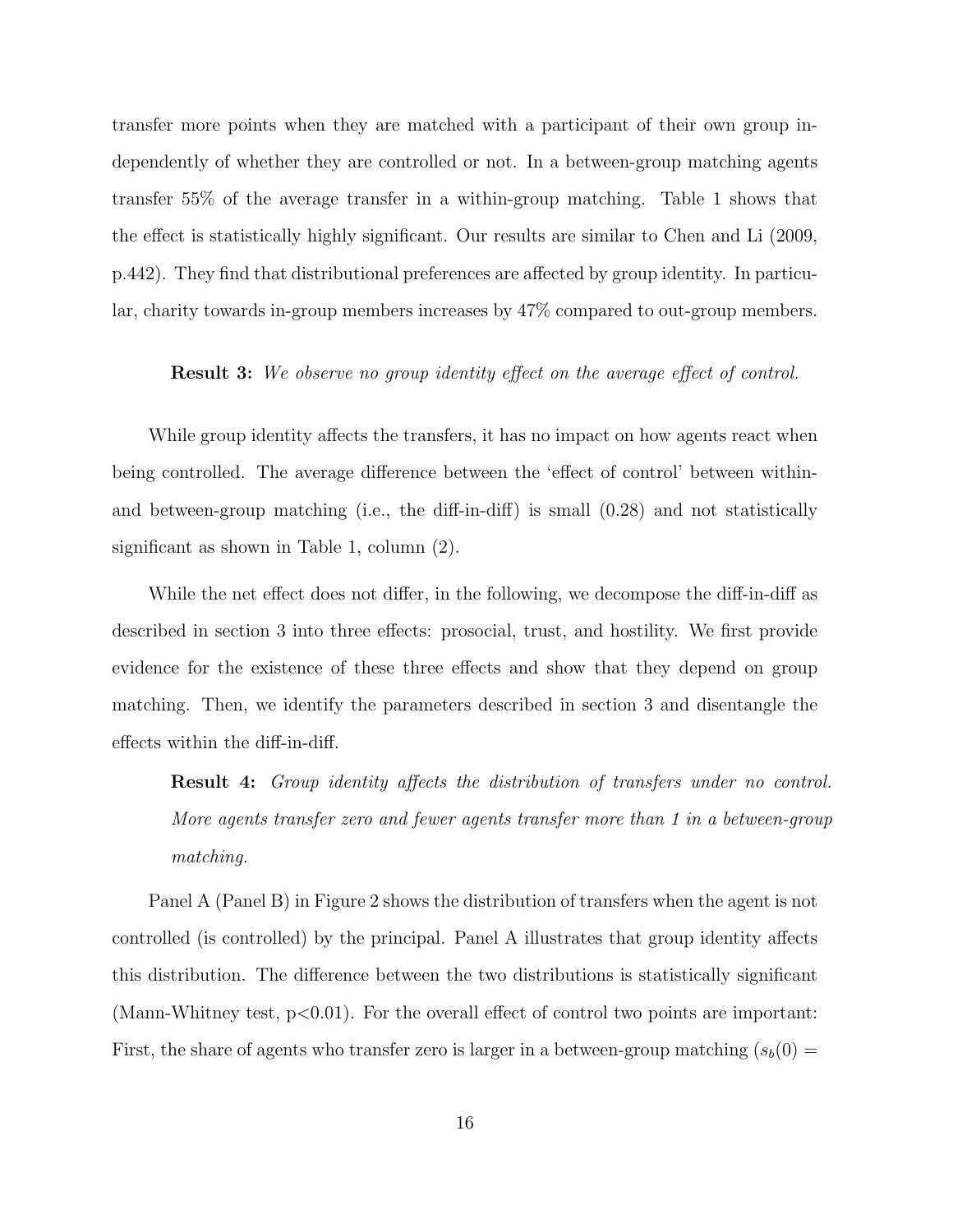transfer more points when they are matched with a participant of their own group independently of whether they are controlled or not. In a between-group matching agents transfer 55% of the average transfer in a within-group matching. Table 1 shows that the effect is statistically highly significant. Our results are similar to Chen and Li (2009, p.442). They find that distributional preferences are affected by group identity. In particular, charity towards in-group members increases by 47% compared to out-group members.

**Result 3:** *We observe no group identity effect on the average effect of control.*

While group identity affects the transfers, it has no impact on how agents react when being controlled. The average difference between the 'effect of control' between within- and between-group matching (i.e., the diff-in-diff) is small (0.28) and not statistically significant as shown in Table 1, column (2).

While the net effect does not differ, in the following, we decompose the diff-in-diff as described in section 3 into three effects: prosocial, trust, and hostility. We first provide evidence for the existence of these three effects and show that they depend on group matching. Then, we identify the parameters described in section 3 and disentangle the effects within the diff-in-diff.

**Result 4:** *Group identity affects the distribution of transfers under no control. More agents transfer zero and fewer agents transfer more than 1 in a between-group matching.*

Panel A (Panel B) in Figure 2 shows the distribution of transfers when the agent is not controlled (is controlled) by the principal. Panel A illustrates that group identity affects this distribution. The difference between the two distributions is statistically significant (Mann-Whitney test, $p<0.01$). For the overall effect of control two points are important: First, the share of agents who transfer zero is larger in a between-group matching ($s_b(0) =$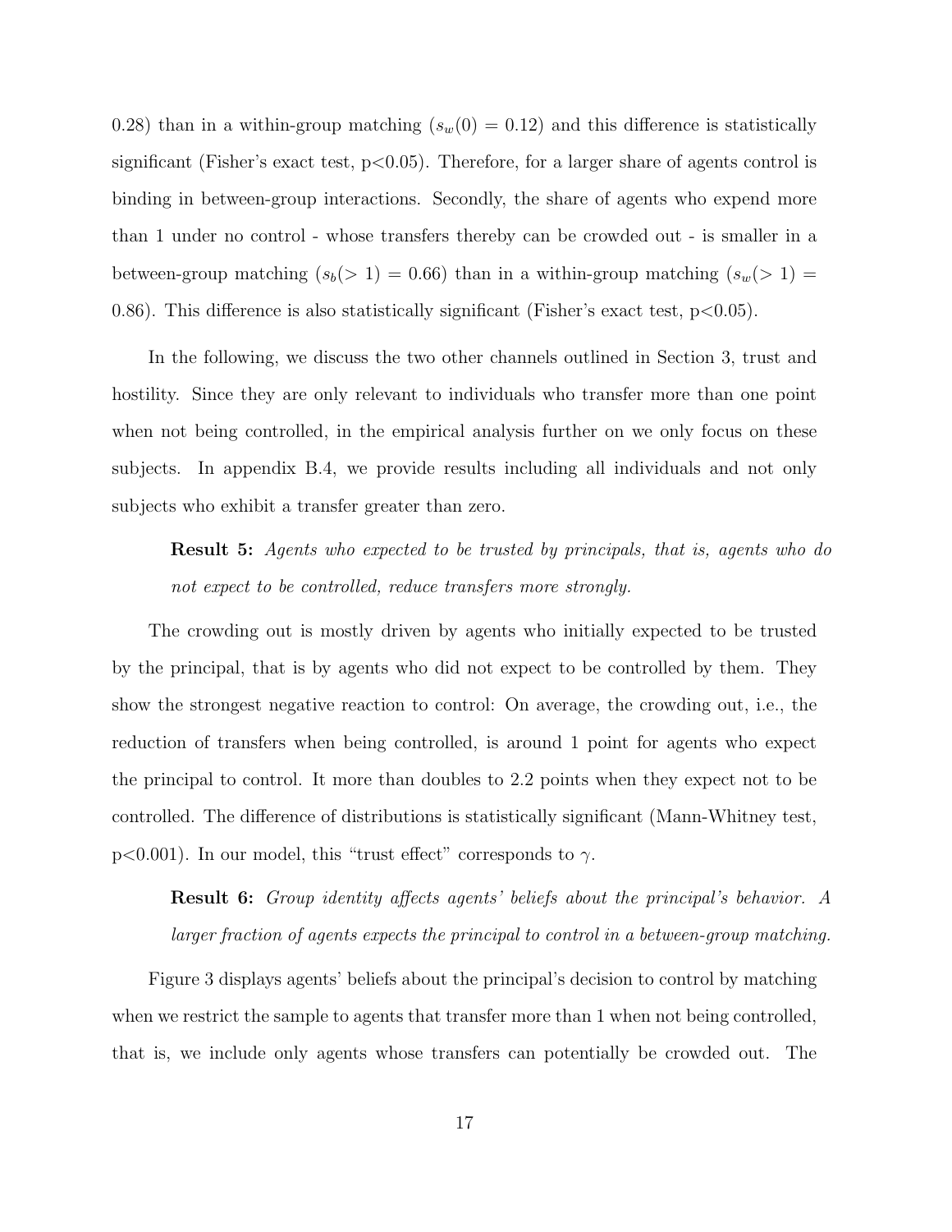0.28) than in a within-group matching ($s_w(0) = 0.12$) and this difference is statistically significant (Fisher's exact test, $p<0.05$). Therefore, for a larger share of agents control is binding in between-group interactions. Secondly, the share of agents who expend more than 1 under no control - whose transfers thereby can be crowded out - is smaller in a between-group matching ($s_b(>1) = 0.66$) than in a within-group matching ($s_w(>1) = 0.86$). This difference is also statistically significant (Fisher's exact test, $p<0.05$).

In the following, we discuss the two other channels outlined in Section 3, trust and hostility. Since they are only relevant to individuals who transfer more than one point when not being controlled, in the empirical analysis further on we only focus on these subjects. In appendix B.4, we provide results including all individuals and not only subjects who exhibit a transfer greater than zero.

> **Result 5:** *Agents who expected to be trusted by principals, that is, agents who do not expect to be controlled, reduce transfers more strongly.*

The crowding out is mostly driven by agents who initially expected to be trusted by the principal, that is by agents who did not expect to be controlled by them. They show the strongest negative reaction to control: On average, the crowding out, i.e., the reduction of transfers when being controlled, is around 1 point for agents who expect the principal to control. It more than doubles to 2.2 points when they expect not to be controlled. The difference of distributions is statistically significant (Mann-Whitney test, $p<0.001$). In our model, this "trust effect" corresponds to $\gamma$.

> **Result 6:** *Group identity affects agents' beliefs about the principal's behavior. A larger fraction of agents expects the principal to control in a between-group matching.*

Figure 3 displays agents' beliefs about the principal's decision to control by matching when we restrict the sample to agents that transfer more than 1 when not being controlled, that is, we include only agents whose transfers can potentially be crowded out. The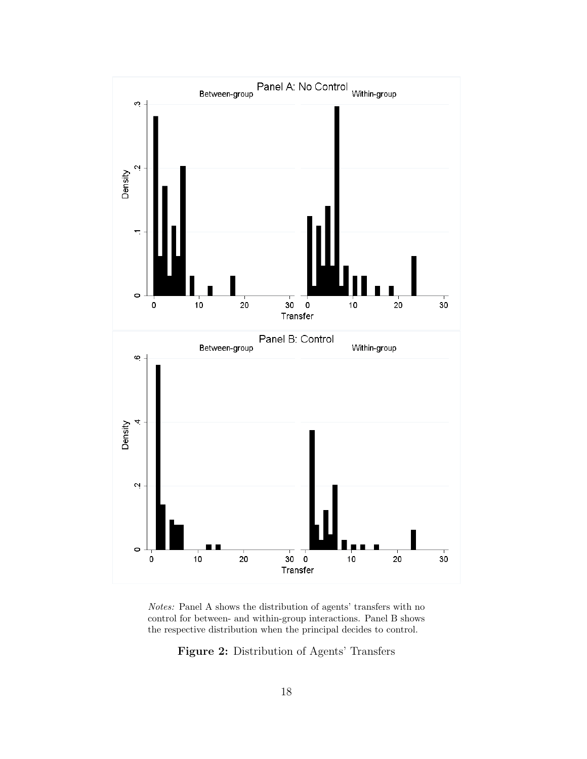*Notes:* Panel A shows the distribution of agents' transfers with no control for between- and within-group interactions. Panel B shows the respective distribution when the principal decides to control.

**Figure 2:** Distribution of Agents' Transfers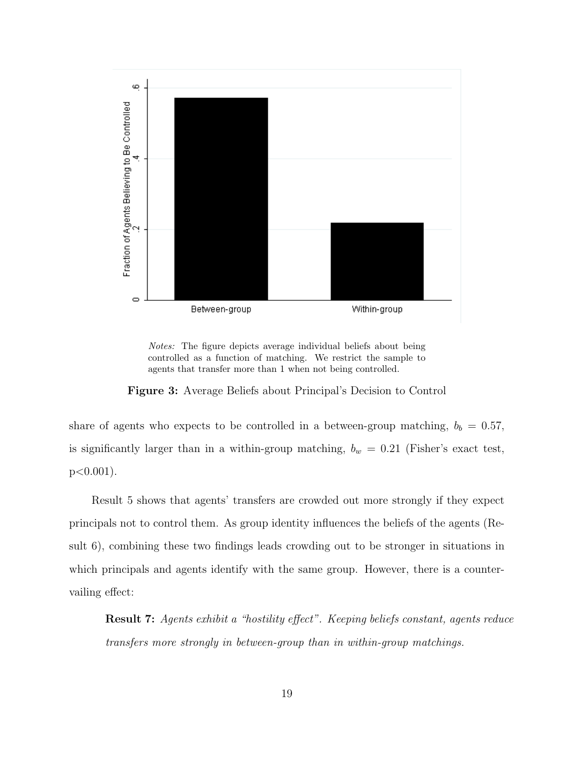*Notes:* The figure depicts average individual beliefs about being controlled as a function of matching. We restrict the sample to agents that transfer more than 1 when not being controlled.

**Figure 3:** Average Beliefs about Principal's Decision to Control

share of agents who expects to be controlled in a between-group matching, $b_b = 0.57$, is significantly larger than in a within-group matching, $b_w = 0.21$ (Fisher's exact test, $p<0.001$).

Result 5 shows that agents' transfers are crowded out more strongly if they expect principals not to control them. As group identity influences the beliefs of the agents (Result 6), combining these two findings leads crowding out to be stronger in situations in which principals and agents identify with the same group. However, there is a countervailing effect:

> **Result 7:** *Agents exhibit a "hostility effect". Keeping beliefs constant, agents reduce transfers more strongly in between-group than in within-group matchings.*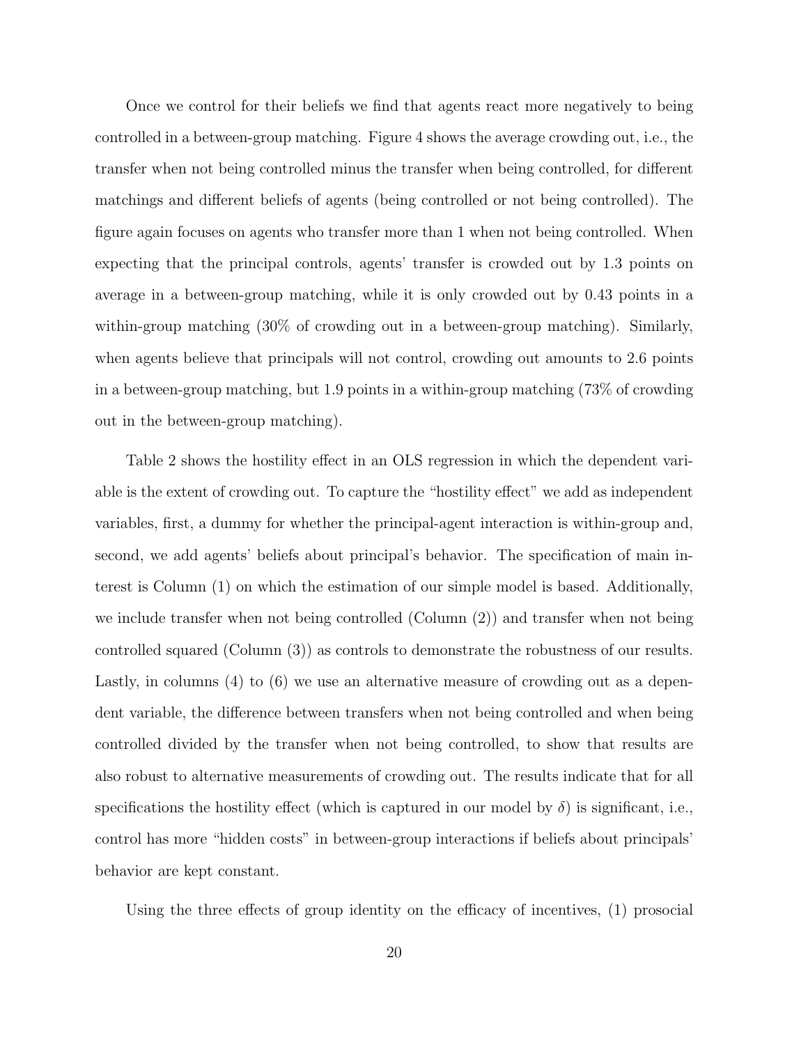Once we control for their beliefs we find that agents react more negatively to being controlled in a between-group matching. Figure 4 shows the average crowding out, i.e., the transfer when not being controlled minus the transfer when being controlled, for different matchings and different beliefs of agents (being controlled or not being controlled). The figure again focuses on agents who transfer more than 1 when not being controlled. When expecting that the principal controls, agents' transfer is crowded out by 1.3 points on average in a between-group matching, while it is only crowded out by 0.43 points in a within-group matching (30% of crowding out in a between-group matching). Similarly, when agents believe that principals will not control, crowding out amounts to 2.6 points in a between-group matching, but 1.9 points in a within-group matching (73% of crowding out in the between-group matching).

Table 2 shows the hostility effect in an OLS regression in which the dependent variable is the extent of crowding out. To capture the "hostility effect" we add as independent variables, first, a dummy for whether the principal-agent interaction is within-group and, second, we add agents' beliefs about principal's behavior. The specification of main interest is Column (1) on which the estimation of our simple model is based. Additionally, we include transfer when not being controlled (Column (2)) and transfer when not being controlled squared (Column (3)) as controls to demonstrate the robustness of our results. Lastly, in columns (4) to (6) we use an alternative measure of crowding out as a dependent variable, the difference between transfers when not being controlled and when being controlled divided by the transfer when not being controlled, to show that results are also robust to alternative measurements of crowding out. The results indicate that for all specifications the hostility effect (which is captured in our model by $\delta$) is significant, i.e., control has more "hidden costs" in between-group interactions if beliefs about principals' behavior are kept constant.

Using the three effects of group identity on the efficacy of incentives, (1) prosocial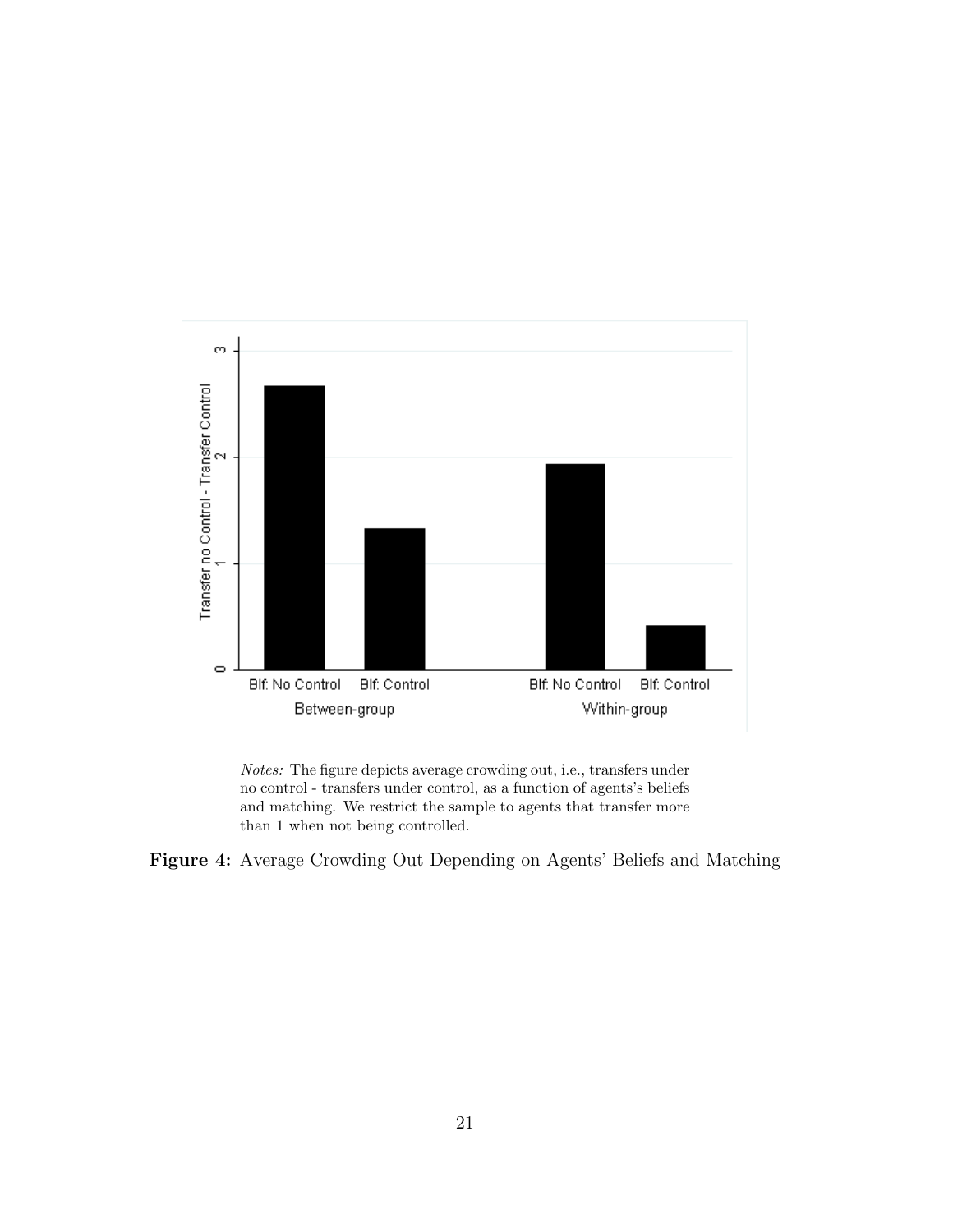*Notes:* The figure depicts average crowding out, i.e., transfers under no control - transfers under control, as a function of agents's beliefs and matching. We restrict the sample to agents that transfer more than 1 when not being controlled.

**Figure 4:** Average Crowding Out Depending on Agents' Beliefs and Matching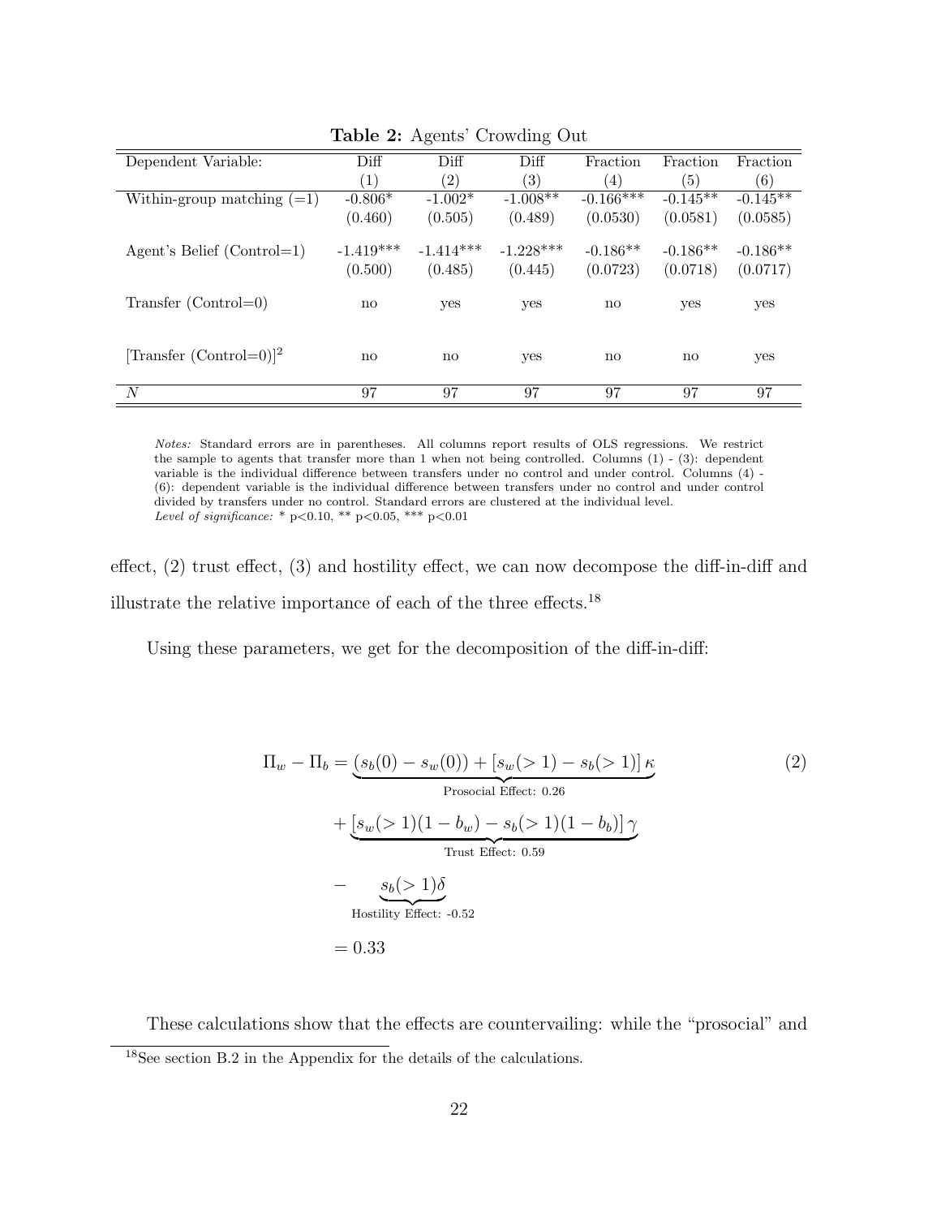**Table 2:** Agents' Crowding Out

| Dependent Variable: | Diff (1) | Diff (2) | Diff (3) | Fraction (4) | Fraction (5) | Fraction (6) |
|---|---|---|---|---|---|---|
| Within-group matching (=1) | -0.806* | -1.002* | -1.008** | -0.166*** | -0.145** | -0.145** |
| | (0.460) | (0.505) | (0.489) | (0.0530) | (0.0581) | (0.0585) |
| Agent's Belief (Control=1) | -1.419*** | -1.414*** | -1.228*** | -0.186** | -0.186** | -0.186** |
| | (0.500) | (0.485) | (0.445) | (0.0723) | (0.0718) | (0.0717) |
| Transfer (Control=0) | no | yes | yes | no | yes | yes |
| [Transfer (Control=0)]$^2$ | no | no | yes | no | no | yes |
| $N$ | 97 | 97 | 97 | 97 | 97 | 97 |

*Notes:* Standard errors are in parentheses. All columns report results of OLS regressions. We restrict the sample to agents that transfer more than 1 when not being controlled. Columns (1) - (3): dependent variable is the individual difference between transfers under no control and under control. Columns (4) - (6): dependent variable is the individual difference between transfers under no control and under control divided by transfers under no control. Standard errors are clustered at the individual level.
*Level of significance:* * p<0.10, ** p<0.05, *** p<0.01

effect, (2) trust effect, (3) and hostility effect, we can now decompose the diff-in-diff and illustrate the relative importance of each of the three effects.[18]

Using these parameters, we get for the decomposition of the diff-in-diff:

$$
\begin{aligned}
\Pi_w - \Pi_b &= \underbrace{(s_b(0) - s_w(0)) + [s_w(>1) - s_b(>1)]\,\kappa}_{\text{Prosocial Effect: 0.26}} \\
&\quad + \underbrace{[s_w(>1)(1-b_w) - s_b(>1)(1-b_b)]\,\gamma}_{\text{Trust Effect: 0.59}} \\
&\quad - \underbrace{s_b(>1)\delta}_{\text{Hostility Effect: -0.52}} \\
&= 0.33
\end{aligned} \tag{2}
$$

These calculations show that the effects are countervailing: while the "prosocial" and

[18] See section B.2 in the Appendix for the details of the calculations.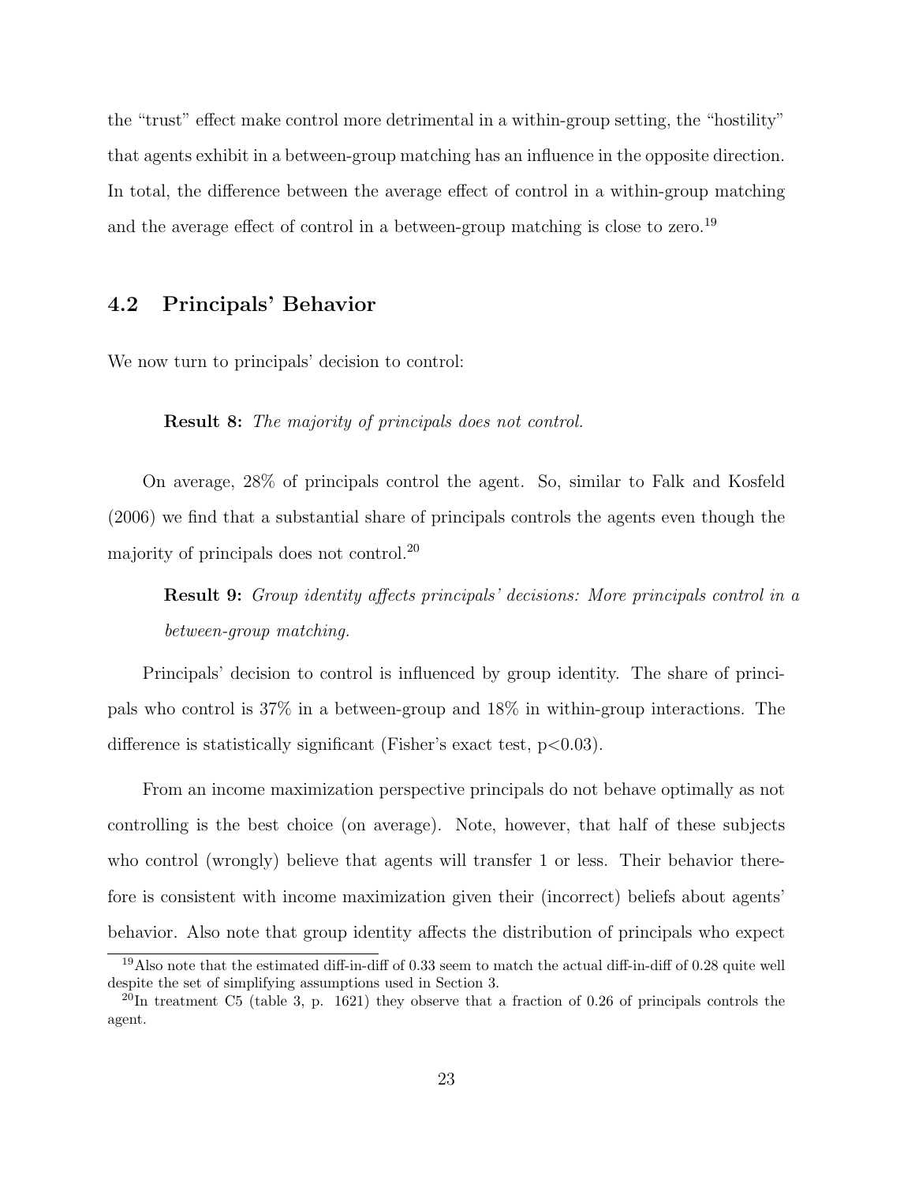the "trust" effect make control more detrimental in a within-group setting, the "hostility" that agents exhibit in a between-group matching has an influence in the opposite direction. In total, the difference between the average effect of control in a within-group matching and the average effect of control in a between-group matching is close to zero.[19]

## 4.2 Principals' Behavior

We now turn to principals' decision to control:

> **Result 8:** *The majority of principals does not control.*

On average, 28% of principals control the agent. So, similar to Falk and Kosfeld (2006) we find that a substantial share of principals controls the agents even though the majority of principals does not control.[20]

> **Result 9:** *Group identity affects principals' decisions: More principals control in a between-group matching.*

Principals' decision to control is influenced by group identity. The share of principals who control is 37% in a between-group and 18% in within-group interactions. The difference is statistically significant (Fisher's exact test, $p<0.03$).

From an income maximization perspective principals do not behave optimally as not controlling is the best choice (on average). Note, however, that half of these subjects who control (wrongly) believe that agents will transfer 1 or less. Their behavior therefore is consistent with income maximization given their (incorrect) beliefs about agents' behavior. Also note that group identity affects the distribution of principals who expect

[19] Also note that the estimated diff-in-diff of 0.33 seem to match the actual diff-in-diff of 0.28 quite well despite the set of simplifying assumptions used in Section 3.

[20] In treatment C5 (table 3, p. 1621) they observe that a fraction of 0.26 of principals controls the agent.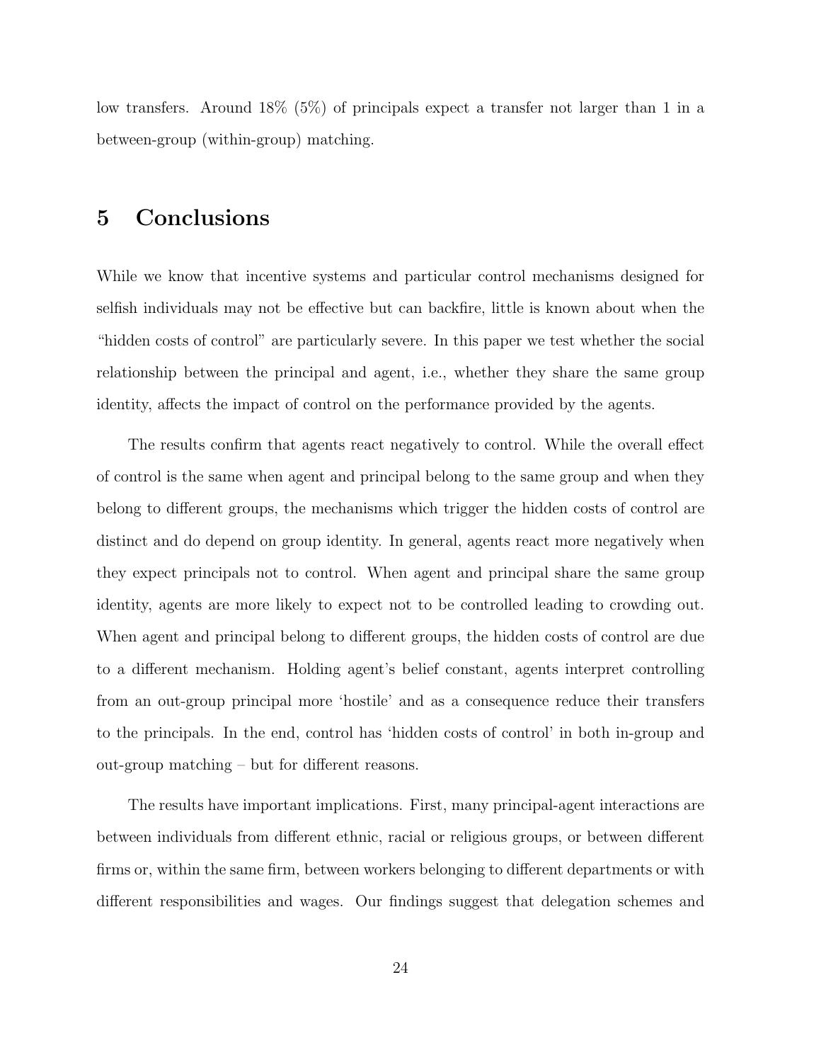low transfers. Around 18% (5%) of principals expect a transfer not larger than 1 in a between-group (within-group) matching.

# 5 Conclusions

While we know that incentive systems and particular control mechanisms designed for selfish individuals may not be effective but can backfire, little is known about when the "hidden costs of control" are particularly severe. In this paper we test whether the social relationship between the principal and agent, i.e., whether they share the same group identity, affects the impact of control on the performance provided by the agents.

The results confirm that agents react negatively to control. While the overall effect of control is the same when agent and principal belong to the same group and when they belong to different groups, the mechanisms which trigger the hidden costs of control are distinct and do depend on group identity. In general, agents react more negatively when they expect principals not to control. When agent and principal share the same group identity, agents are more likely to expect not to be controlled leading to crowding out. When agent and principal belong to different groups, the hidden costs of control are due to a different mechanism. Holding agent's belief constant, agents interpret controlling from an out-group principal more 'hostile' and as a consequence reduce their transfers to the principals. In the end, control has 'hidden costs of control' in both in-group and out-group matching – but for different reasons.

The results have important implications. First, many principal-agent interactions are between individuals from different ethnic, racial or religious groups, or between different firms or, within the same firm, between workers belonging to different departments or with different responsibilities and wages. Our findings suggest that delegation schemes and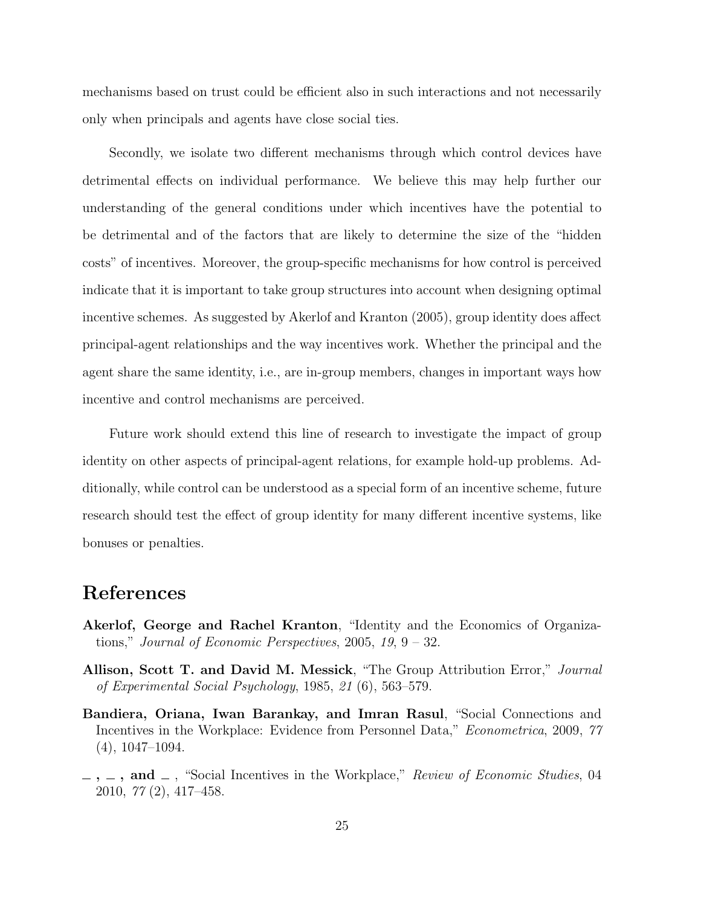mechanisms based on trust could be efficient also in such interactions and not necessarily only when principals and agents have close social ties.

Secondly, we isolate two different mechanisms through which control devices have detrimental effects on individual performance. We believe this may help further our understanding of the general conditions under which incentives have the potential to be detrimental and of the factors that are likely to determine the size of the "hidden costs" of incentives. Moreover, the group-specific mechanisms for how control is perceived indicate that it is important to take group structures into account when designing optimal incentive schemes. As suggested by Akerlof and Kranton (2005), group identity does affect principal-agent relationships and the way incentives work. Whether the principal and the agent share the same identity, i.e., are in-group members, changes in important ways how incentive and control mechanisms are perceived.

Future work should extend this line of research to investigate the impact of group identity on other aspects of principal-agent relations, for example hold-up problems. Additionally, while control can be understood as a special form of an incentive scheme, future research should test the effect of group identity for many different incentive systems, like bonuses or penalties.

# References

**Akerlof, George and Rachel Kranton**, "Identity and the Economics of Organizations," *Journal of Economic Perspectives*, 2005, *19*, 9 – 32.

**Allison, Scott T. and David M. Messick**, "The Group Attribution Error," *Journal of Experimental Social Psychology*, 1985, *21* (6), 563–579.

**Bandiera, Oriana, Iwan Barankay, and Imran Rasul**, "Social Connections and Incentives in the Workplace: Evidence from Personnel Data," *Econometrica*, 2009, *77* (4), 1047–1094.

**_ , _ , and _** , "Social Incentives in the Workplace," *Review of Economic Studies*, 04 2010, *77* (2), 417–458.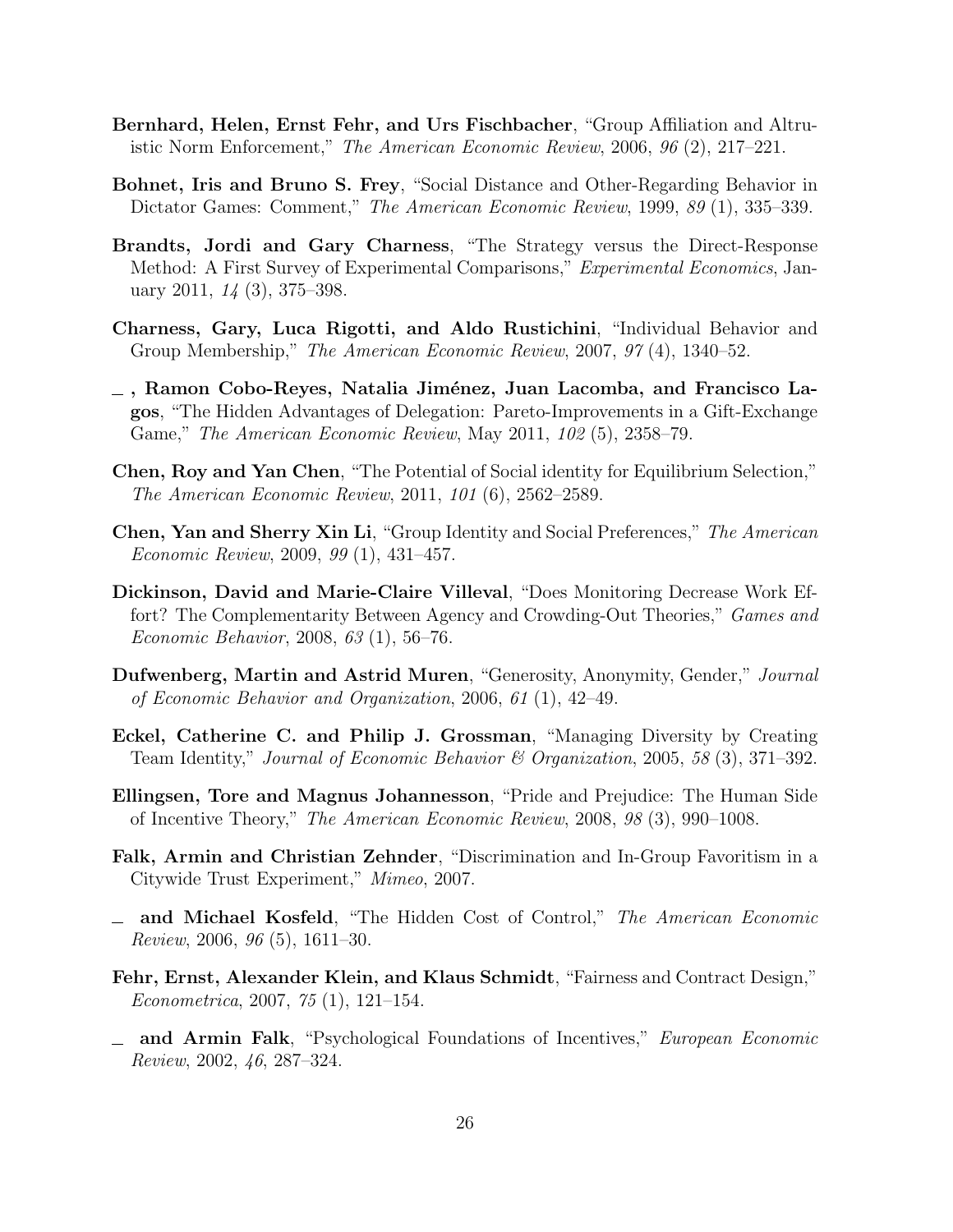**Bernhard, Helen, Ernst Fehr, and Urs Fischbacher**, "Group Affiliation and Altruistic Norm Enforcement," *The American Economic Review*, 2006, *96* (2), 217–221.

**Bohnet, Iris and Bruno S. Frey**, "Social Distance and Other-Regarding Behavior in Dictator Games: Comment," *The American Economic Review*, 1999, *89* (1), 335–339.

**Brandts, Jordi and Gary Charness**, "The Strategy versus the Direct-Response Method: A First Survey of Experimental Comparisons," *Experimental Economics*, January 2011, *14* (3), 375–398.

**Charness, Gary, Luca Rigotti, and Aldo Rustichini**, "Individual Behavior and Group Membership," *The American Economic Review*, 2007, *97* (4), 1340–52.

**\_ , Ramon Cobo-Reyes, Natalia Jiménez, Juan Lacomba, and Francisco Lagos**, "The Hidden Advantages of Delegation: Pareto-Improvements in a Gift-Exchange Game," *The American Economic Review*, May 2011, *102* (5), 2358–79.

**Chen, Roy and Yan Chen**, "The Potential of Social identity for Equilibrium Selection," *The American Economic Review*, 2011, *101* (6), 2562–2589.

**Chen, Yan and Sherry Xin Li**, "Group Identity and Social Preferences," *The American Economic Review*, 2009, *99* (1), 431–457.

**Dickinson, David and Marie-Claire Villeval**, "Does Monitoring Decrease Work Effort? The Complementarity Between Agency and Crowding-Out Theories," *Games and Economic Behavior*, 2008, *63* (1), 56–76.

**Dufwenberg, Martin and Astrid Muren**, "Generosity, Anonymity, Gender," *Journal of Economic Behavior and Organization*, 2006, *61* (1), 42–49.

**Eckel, Catherine C. and Philip J. Grossman**, "Managing Diversity by Creating Team Identity," *Journal of Economic Behavior & Organization*, 2005, *58* (3), 371–392.

**Ellingsen, Tore and Magnus Johannesson**, "Pride and Prejudice: The Human Side of Incentive Theory," *The American Economic Review*, 2008, *98* (3), 990–1008.

**Falk, Armin and Christian Zehnder**, "Discrimination and In-Group Favoritism in a Citywide Trust Experiment," *Mimeo*, 2007.

**\_ and Michael Kosfeld**, "The Hidden Cost of Control," *The American Economic Review*, 2006, *96* (5), 1611–30.

**Fehr, Ernst, Alexander Klein, and Klaus Schmidt**, "Fairness and Contract Design," *Econometrica*, 2007, *75* (1), 121–154.

**\_ and Armin Falk**, "Psychological Foundations of Incentives," *European Economic Review*, 2002, *46*, 287–324.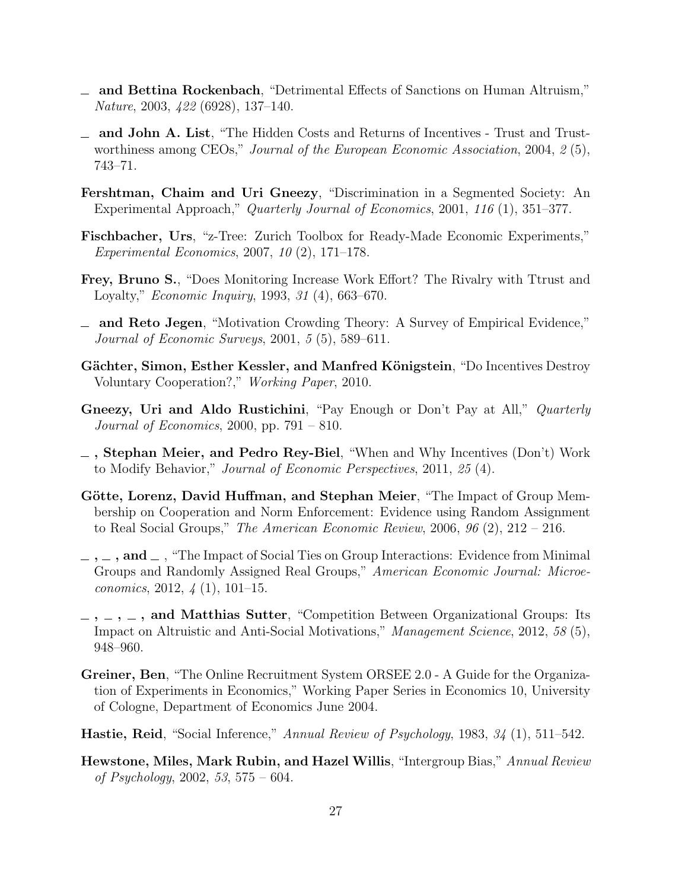_ **and Bettina Rockenbach**, "Detrimental Effects of Sanctions on Human Altruism," *Nature*, 2003, *422* (6928), 137–140.

_ **and John A. List**, "The Hidden Costs and Returns of Incentives - Trust and Trustworthiness among CEOs," *Journal of the European Economic Association*, 2004, *2* (5), 743–71.

**Fershtman, Chaim and Uri Gneezy**, "Discrimination in a Segmented Society: An Experimental Approach," *Quarterly Journal of Economics*, 2001, *116* (1), 351–377.

**Fischbacher, Urs**, "z-Tree: Zurich Toolbox for Ready-Made Economic Experiments," *Experimental Economics*, 2007, *10* (2), 171–178.

**Frey, Bruno S.**, "Does Monitoring Increase Work Effort? The Rivalry with Ttrust and Loyalty," *Economic Inquiry*, 1993, *31* (4), 663–670.

_ **and Reto Jegen**, "Motivation Crowding Theory: A Survey of Empirical Evidence," *Journal of Economic Surveys*, 2001, *5* (5), 589–611.

**Gächter, Simon, Esther Kessler, and Manfred Königstein**, "Do Incentives Destroy Voluntary Cooperation?," *Working Paper*, 2010.

**Gneezy, Uri and Aldo Rustichini**, "Pay Enough or Don't Pay at All," *Quarterly Journal of Economics*, 2000, pp. 791 – 810.

_ **, Stephan Meier, and Pedro Rey-Biel**, "When and Why Incentives (Don't) Work to Modify Behavior," *Journal of Economic Perspectives*, 2011, *25* (4).

**Götte, Lorenz, David Huffman, and Stephan Meier**, "The Impact of Group Membership on Cooperation and Norm Enforcement: Evidence using Random Assignment to Real Social Groups," *The American Economic Review*, 2006, *96* (2), 212 – 216.

_ **,** _ **, and** _ , "The Impact of Social Ties on Group Interactions: Evidence from Minimal Groups and Randomly Assigned Real Groups," *American Economic Journal: Microeconomics*, 2012, *4* (1), 101–15.

_ **,** _ **,** _ **, and Matthias Sutter**, "Competition Between Organizational Groups: Its Impact on Altruistic and Anti-Social Motivations," *Management Science*, 2012, *58* (5), 948–960.

**Greiner, Ben**, "The Online Recruitment System ORSEE 2.0 - A Guide for the Organization of Experiments in Economics," Working Paper Series in Economics 10, University of Cologne, Department of Economics June 2004.

**Hastie, Reid**, "Social Inference," *Annual Review of Psychology*, 1983, *34* (1), 511–542.

**Hewstone, Miles, Mark Rubin, and Hazel Willis**, "Intergroup Bias," *Annual Review of Psychology*, 2002, *53*, 575 – 604.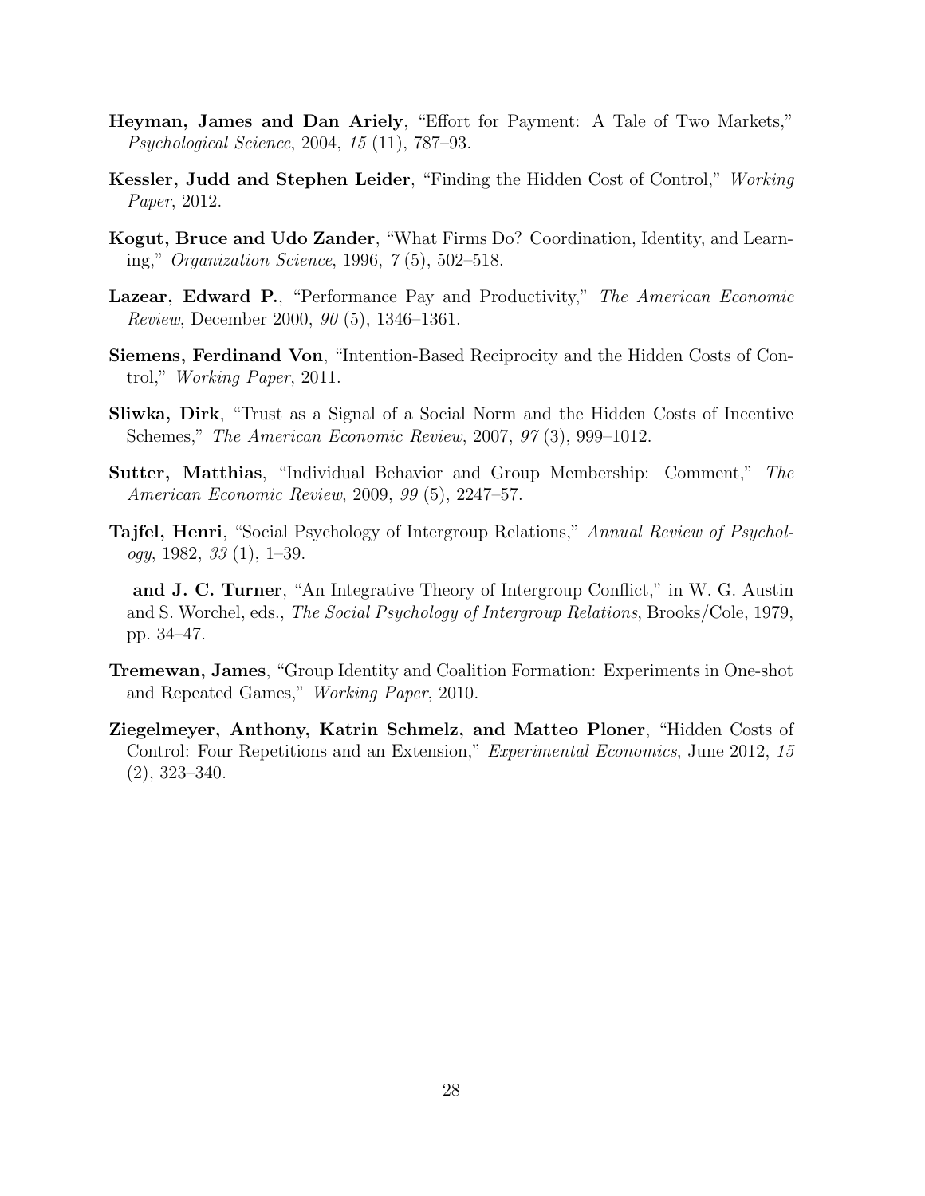**Heyman, James and Dan Ariely**, "Effort for Payment: A Tale of Two Markets," *Psychological Science*, 2004, *15* (11), 787–93.

**Kessler, Judd and Stephen Leider**, "Finding the Hidden Cost of Control," *Working Paper*, 2012.

**Kogut, Bruce and Udo Zander**, "What Firms Do? Coordination, Identity, and Learning," *Organization Science*, 1996, *7* (5), 502–518.

**Lazear, Edward P.**, "Performance Pay and Productivity," *The American Economic Review*, December 2000, *90* (5), 1346–1361.

**Siemens, Ferdinand Von**, "Intention-Based Reciprocity and the Hidden Costs of Control," *Working Paper*, 2011.

**Sliwka, Dirk**, "Trust as a Signal of a Social Norm and the Hidden Costs of Incentive Schemes," *The American Economic Review*, 2007, *97* (3), 999–1012.

**Sutter, Matthias**, "Individual Behavior and Group Membership: Comment," *The American Economic Review*, 2009, *99* (5), 2247–57.

**Tajfel, Henri**, "Social Psychology of Intergroup Relations," *Annual Review of Psychology*, 1982, *33* (1), 1–39.

_ **and J. C. Turner**, "An Integrative Theory of Intergroup Conflict," in W. G. Austin and S. Worchel, eds., *The Social Psychology of Intergroup Relations*, Brooks/Cole, 1979, pp. 34–47.

**Tremewan, James**, "Group Identity and Coalition Formation: Experiments in One-shot and Repeated Games," *Working Paper*, 2010.

**Ziegelmeyer, Anthony, Katrin Schmelz, and Matteo Ploner**, "Hidden Costs of Control: Four Repetitions and an Extension," *Experimental Economics*, June 2012, *15* (2), 323–340.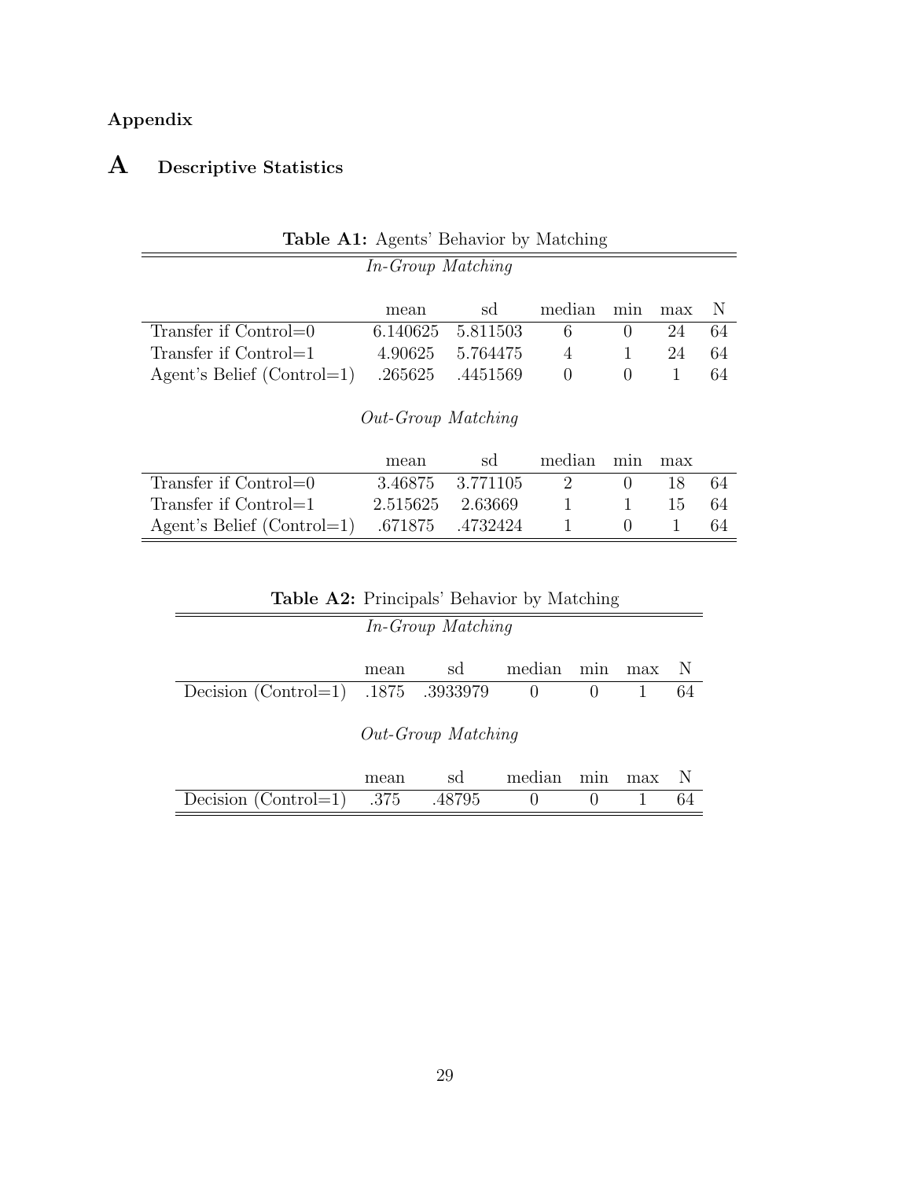**Appendix**

# A Descriptive Statistics

**Table A1:** Agents' Behavior by Matching

*In-Group Matching*

| | mean | sd | median | min | max | N |
|---|---|---|---|---|---|---|
| Transfer if Control=0 | 6.140625 | 5.811503 | 6 | 0 | 24 | 64 |
| Transfer if Control=1 | 4.90625 | 5.764475 | 4 | 1 | 24 | 64 |
| Agent's Belief (Control=1) | .265625 | .4451569 | 0 | 0 | 1 | 64 |

*Out-Group Matching*

| | mean | sd | median | min | max | |
|---|---|---|---|---|---|---|
| Transfer if Control=0 | 3.46875 | 3.771105 | 2 | 0 | 18 | 64 |
| Transfer if Control=1 | 2.515625 | 2.63669 | 1 | 1 | 15 | 64 |
| Agent's Belief (Control=1) | .671875 | .4732424 | 1 | 0 | 1 | 64 |

**Table A2:** Principals' Behavior by Matching

*In-Group Matching*

| | mean | sd | median | min | max | N |
|---|---|---|---|---|---|---|
| Decision (Control=1) | .1875 | .3933979 | 0 | 0 | 1 | 64 |

*Out-Group Matching*

| | mean | sd | median | min | max | N |
|---|---|---|---|---|---|---|
| Decision (Control=1) | .375 | .48795 | 0 | 0 | 1 | 64 |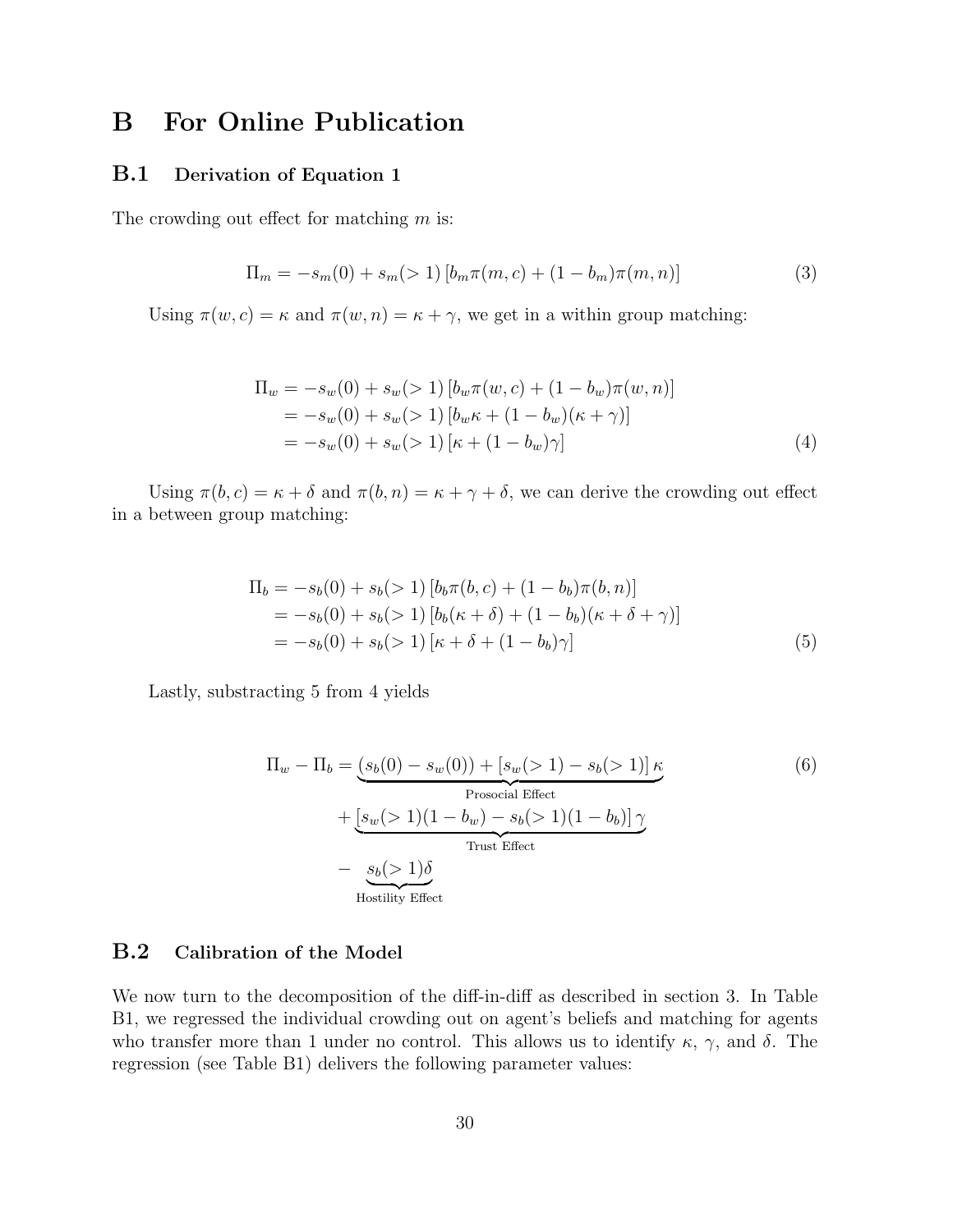# B For Online Publication

## B.1 Derivation of Equation 1

The crowding out effect for matching $m$ is:

$$\Pi_m = -s_m(0) + s_m(>1)\left[b_m \pi(m,c) + (1-b_m)\pi(m,n)\right] \tag{3}$$

Using $\pi(w,c) = \kappa$ and $\pi(w,n) = \kappa + \gamma$, we get in a within group matching:

$$\begin{aligned}
\Pi_w &= -s_w(0) + s_w(>1)\left[b_w \pi(w,c) + (1-b_w)\pi(w,n)\right] \\
&= -s_w(0) + s_w(>1)\left[b_w \kappa + (1-b_w)(\kappa+\gamma)\right] \\
&= -s_w(0) + s_w(>1)\left[\kappa + (1-b_w)\gamma\right]
\end{aligned} \tag{4}$$

Using $\pi(b,c) = \kappa + \delta$ and $\pi(b,n) = \kappa + \gamma + \delta$, we can derive the crowding out effect in a between group matching:

$$\begin{aligned}
\Pi_b &= -s_b(0) + s_b(>1)\left[b_b \pi(b,c) + (1-b_b)\pi(b,n)\right] \\
&= -s_b(0) + s_b(>1)\left[b_b(\kappa+\delta) + (1-b_b)(\kappa+\delta+\gamma)\right] \\
&= -s_b(0) + s_b(>1)\left[\kappa + \delta + (1-b_b)\gamma\right]
\end{aligned} \tag{5}$$

Lastly, substracting 5 from 4 yields

$$\begin{aligned}
\Pi_w - \Pi_b &= \underbrace{(s_b(0) - s_w(0)) + \left[s_w(>1) - s_b(>1)\right]\kappa}_{\text{Prosocial Effect}} \\
&\quad + \underbrace{\left[s_w(>1)(1-b_w) - s_b(>1)(1-b_b)\right]\gamma}_{\text{Trust Effect}} \\
&\quad - \underbrace{s_b(>1)\delta}_{\text{Hostility Effect}}
\end{aligned} \tag{6}$$

## B.2 Calibration of the Model

We now turn to the decomposition of the diff-in-diff as described in section 3. In Table B1, we regressed the individual crowding out on agent's beliefs and matching for agents who transfer more than 1 under no control. This allows us to identify $\kappa$, $\gamma$, and $\delta$. The regression (see Table B1) delivers the following parameter values: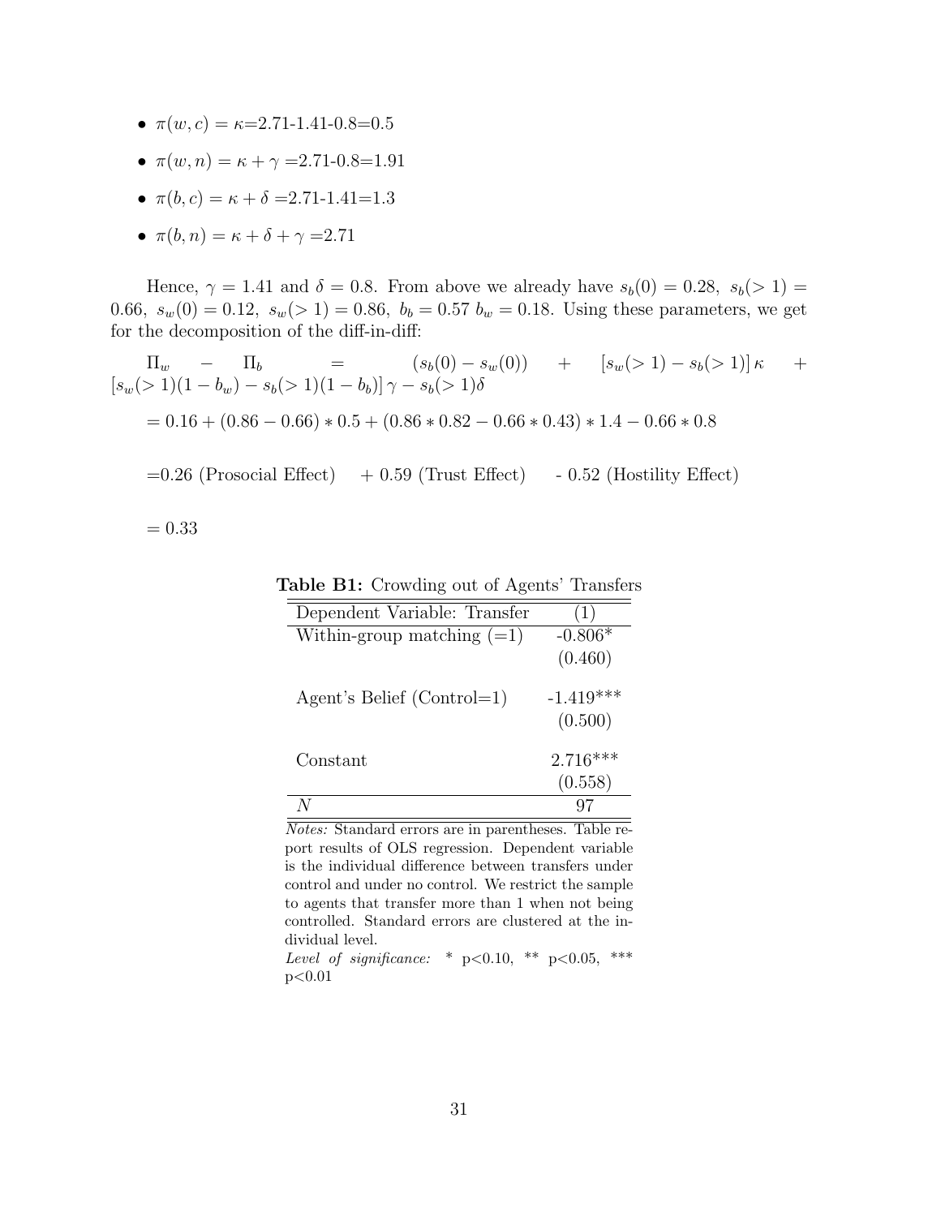- $\pi(w, c) = \kappa$=2.71-1.41-0.8=0.5
- $\pi(w, n) = \kappa + \gamma$ =2.71-0.8=1.91
- $\pi(b, c) = \kappa + \delta$ =2.71-1.41=1.3
- $\pi(b, n) = \kappa + \delta + \gamma$ =2.71

Hence, $\gamma = 1.41$ and $\delta = 0.8$. From above we already have $s_b(0) = 0.28,\ s_b(>1) = 0.66,\ s_w(0) = 0.12,\ s_w(>1) = 0.86,\ b_b = 0.57\ b_w = 0.18$. Using these parameters, we get for the decomposition of the diff-in-diff:

$$\Pi_w - \Pi_b = (s_b(0) - s_w(0)) + [s_w(>1) - s_b(>1)]\,\kappa + [s_w(>1)(1-b_w) - s_b(>1)(1-b_b)]\,\gamma - s_b(>1)\delta$$

$$= 0.16 + (0.86 - 0.66) * 0.5 + (0.86 * 0.82 - 0.66 * 0.43) * 1.4 - 0.66 * 0.8$$

=0.26 (Prosocial Effect) + 0.59 (Trust Effect) - 0.52 (Hostility Effect)

= 0.33

**Table B1:** Crowding out of Agents' Transfers

| Dependent Variable: Transfer | (1) |
|---|---|
| Within-group matching (=1) | -0.806* |
| | (0.460) |
| Agent's Belief (Control=1) | -1.419*** |
| | (0.500) |
| Constant | 2.716*** |
| | (0.558) |
| $N$ | 97 |

*Notes:* Standard errors are in parentheses. Table report results of OLS regression. Dependent variable is the individual difference between transfers under control and under no control. We restrict the sample to agents that transfer more than 1 when not being controlled. Standard errors are clustered at the individual level.
*Level of significance:* * p<0.10, ** p<0.05, *** p<0.01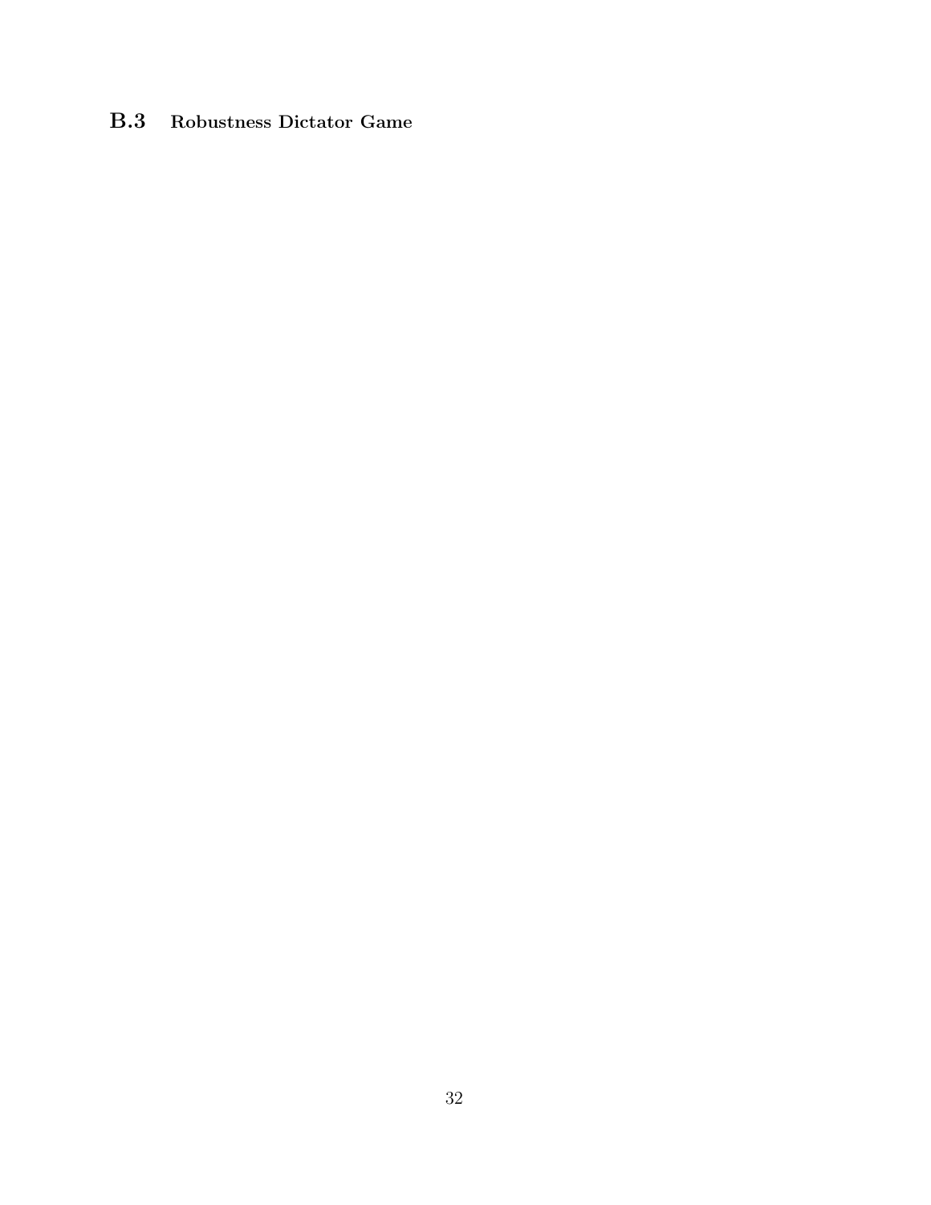### B.3 Robustness Dictator Game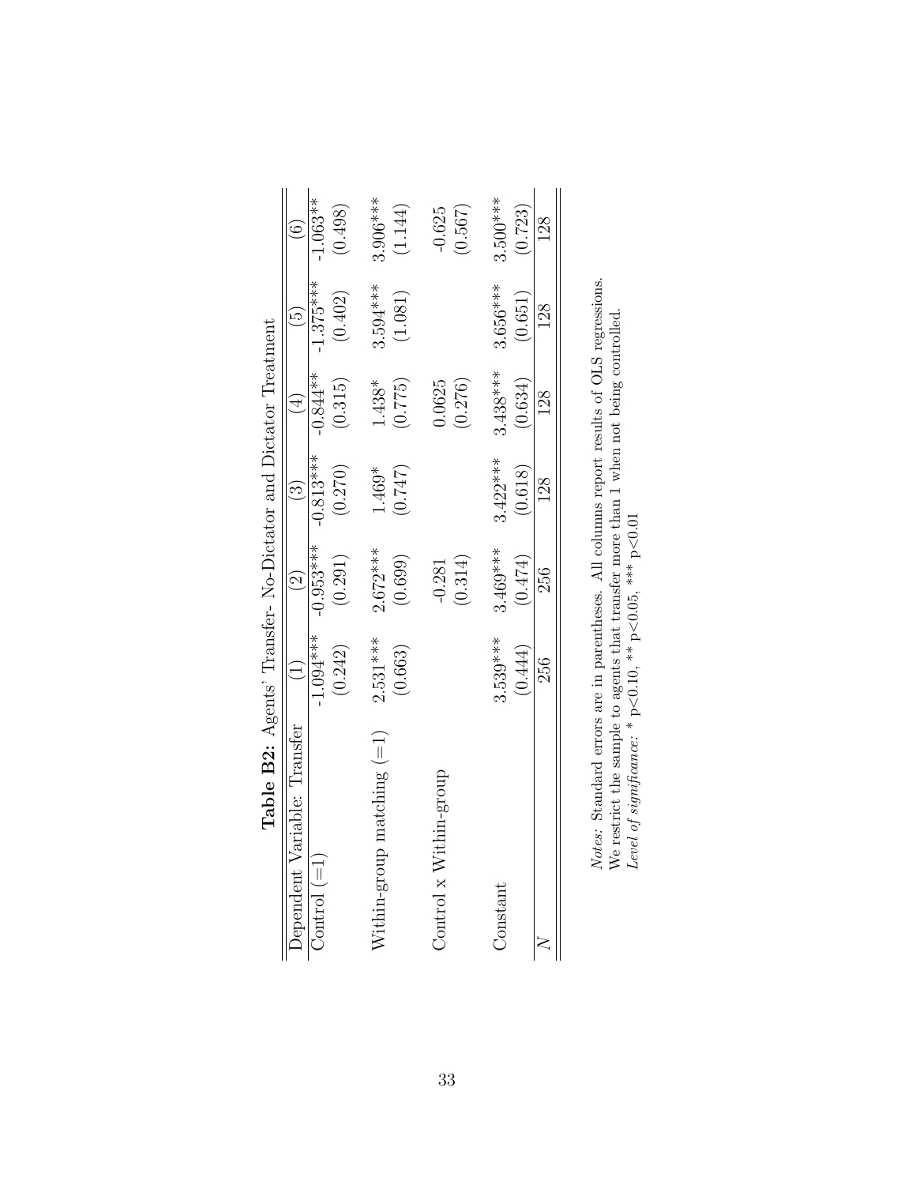**Table B2:** Agents' Transfer- No-Dictator and Dictator Treatment

| Dependent Variable: Transfer | (1) | (2) | (3) | (4) | (5) | (6) |
|---|---|---|---|---|---|---|
| Control (=1) | -1.094*** | -0.953*** | -0.813*** | -0.844** | -1.375*** | -1.063** |
| | (0.242) | (0.291) | (0.270) | (0.315) | (0.402) | (0.498) |
| Within-group matching (=1) | 2.531*** | 2.672*** | 1.469* | 1.438* | 3.594*** | 3.906*** |
| | (0.663) | (0.699) | (0.747) | (0.775) | (1.081) | (1.144) |
| Control x Within-group | | -0.281 | | 0.0625 | | -0.625 |
| | | (0.314) | | (0.276) | | (0.567) |
| Constant | 3.539*** | 3.469*** | 3.422*** | 3.438*** | 3.656*** | 3.500*** |
| | (0.444) | (0.474) | (0.618) | (0.634) | (0.651) | (0.723) |
| $N$ | 256 | 256 | 128 | 128 | 128 | 128 |

*Notes:* Standard errors are in parentheses. All columns report results of OLS regressions. We restrict the sample to agents that transfer more than 1 when not being controlled.
*Level of significance:* * p<0.10, ** p<0.05, *** p<0.01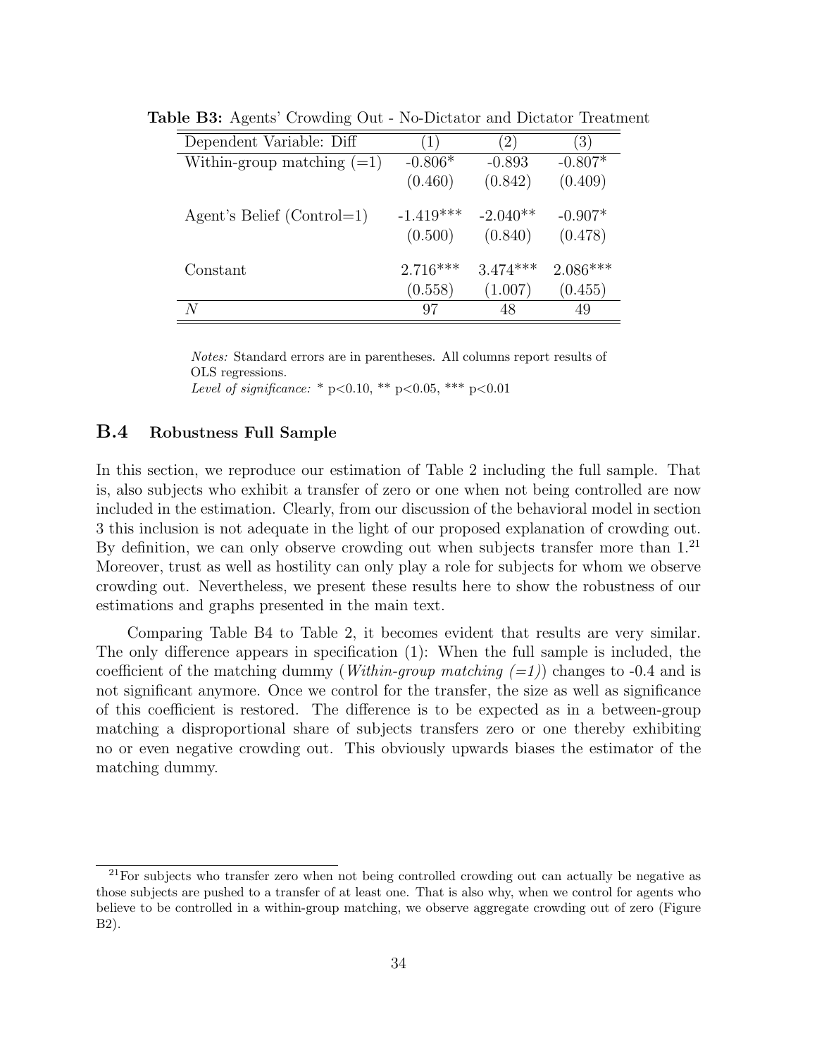**Table B3:** Agents' Crowding Out - No-Dictator and Dictator Treatment

| Dependent Variable: Diff | (1) | (2) | (3) |
|---|---|---|---|
| Within-group matching (=1) | -0.806* | -0.893 | -0.807* |
| | (0.460) | (0.842) | (0.409) |
| Agent's Belief (Control=1) | -1.419*** | -2.040** | -0.907* |
| | (0.500) | (0.840) | (0.478) |
| Constant | 2.716*** | 3.474*** | 2.086*** |
| | (0.558) | (1.007) | (0.455) |
| $N$ | 97 | 48 | 49 |

*Notes:* Standard errors are in parentheses. All columns report results of OLS regressions.
*Level of significance:* * p<0.10, ** p<0.05, *** p<0.01

## B.4 Robustness Full Sample

In this section, we reproduce our estimation of Table 2 including the full sample. That is, also subjects who exhibit a transfer of zero or one when not being controlled are now included in the estimation. Clearly, from our discussion of the behavioral model in section 3 this inclusion is not adequate in the light of our proposed explanation of crowding out. By definition, we can only observe crowding out when subjects transfer more than 1.[21] Moreover, trust as well as hostility can only play a role for subjects for whom we observe crowding out. Nevertheless, we present these results here to show the robustness of our estimations and graphs presented in the main text.

Comparing Table B4 to Table 2, it becomes evident that results are very similar. The only difference appears in specification (1): When the full sample is included, the coefficient of the matching dummy (*Within-group matching (=1)*) changes to -0.4 and is not significant anymore. Once we control for the transfer, the size as well as significance of this coefficient is restored. The difference is to be expected as in a between-group matching a disproportional share of subjects transfers zero or one thereby exhibiting no or even negative crowding out. This obviously upwards biases the estimator of the matching dummy.

[21] For subjects who transfer zero when not being controlled crowding out can actually be negative as those subjects are pushed to a transfer of at least one. That is also why, when we control for agents who believe to be controlled in a within-group matching, we observe aggregate crowding out of zero (Figure B2).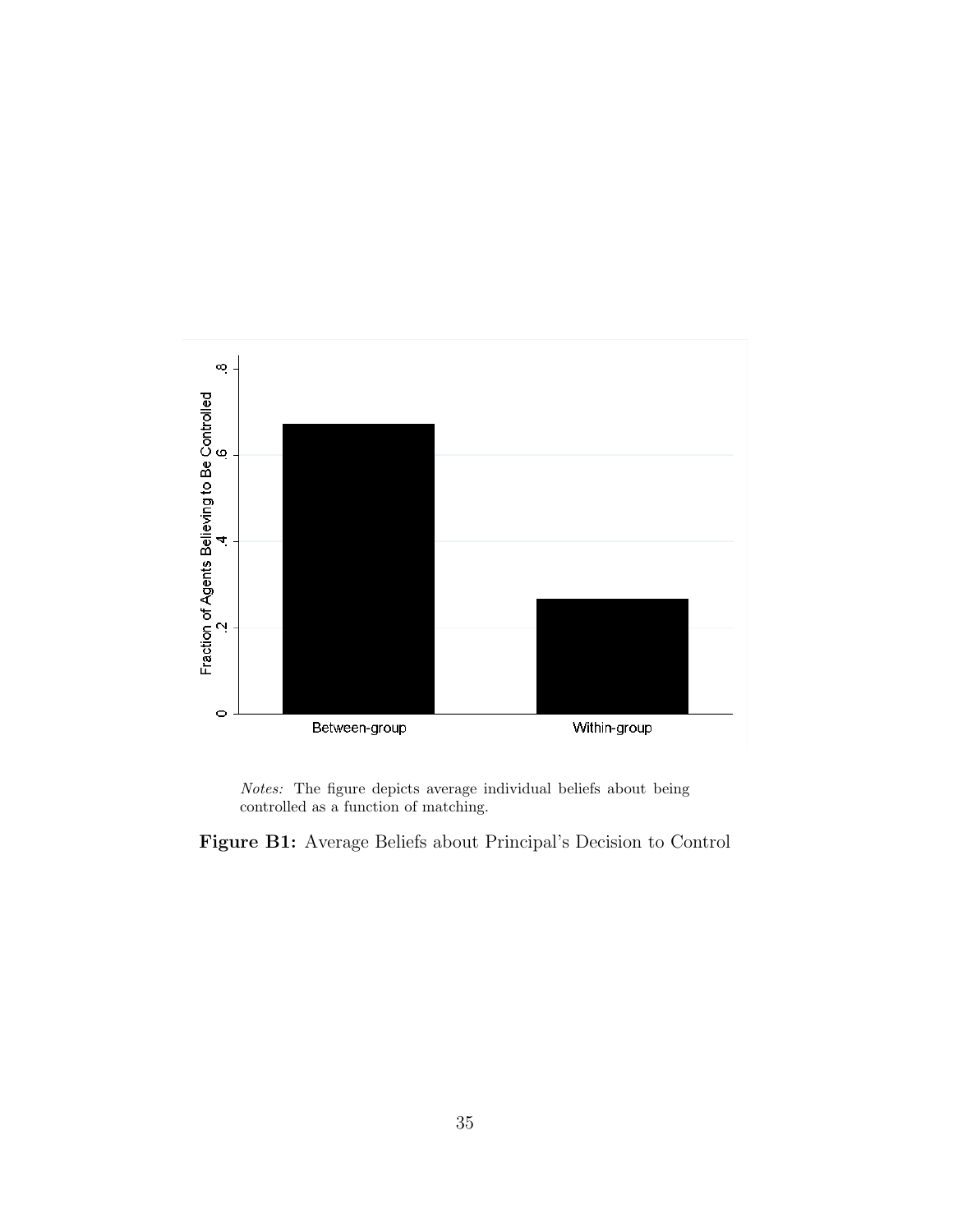*Notes:* The figure depicts average individual beliefs about being controlled as a function of matching.

**Figure B1:** Average Beliefs about Principal's Decision to Control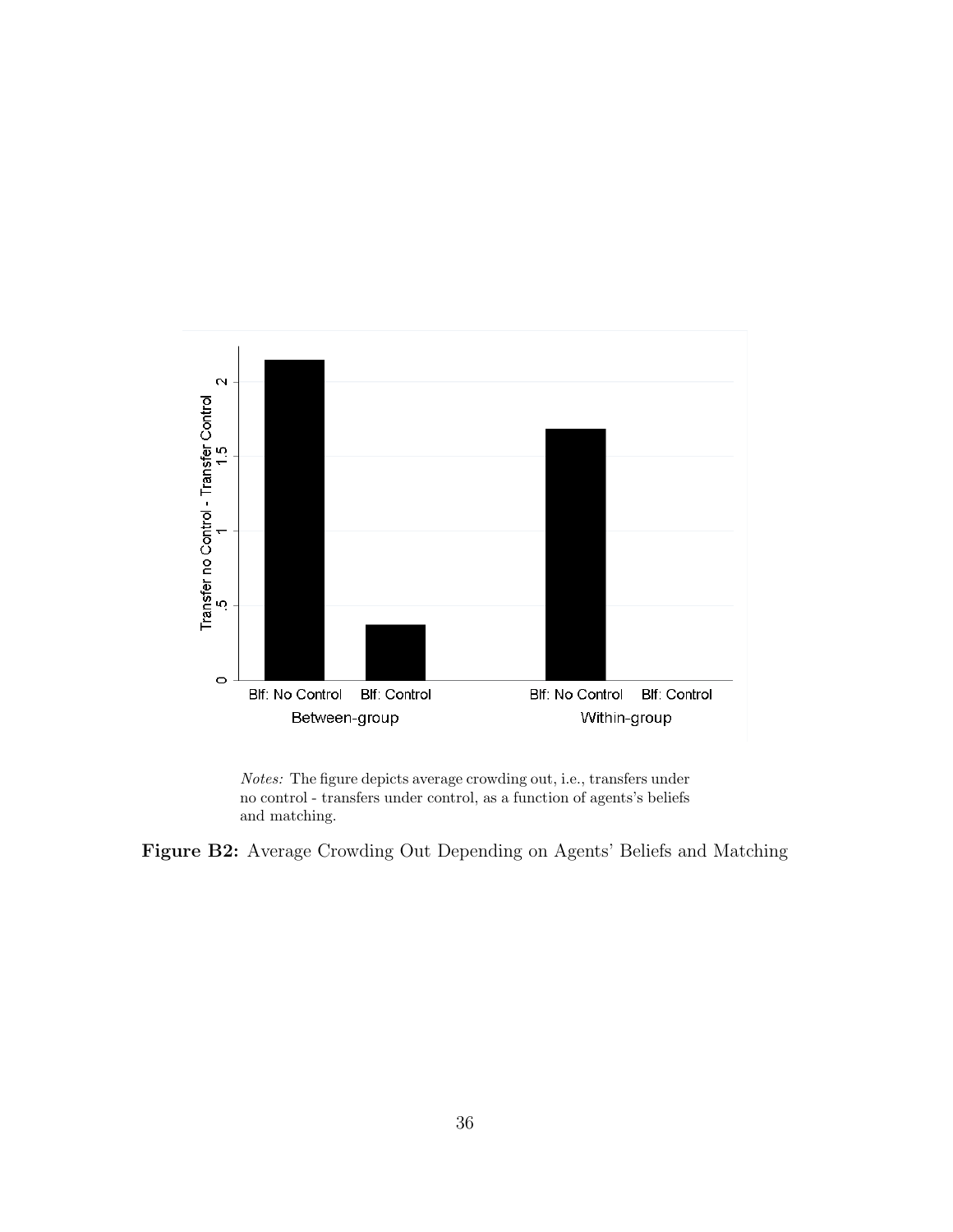*Notes:* The figure depicts average crowding out, i.e., transfers under no control - transfers under control, as a function of agents's beliefs and matching.

**Figure B2:** Average Crowding Out Depending on Agents' Beliefs and Matching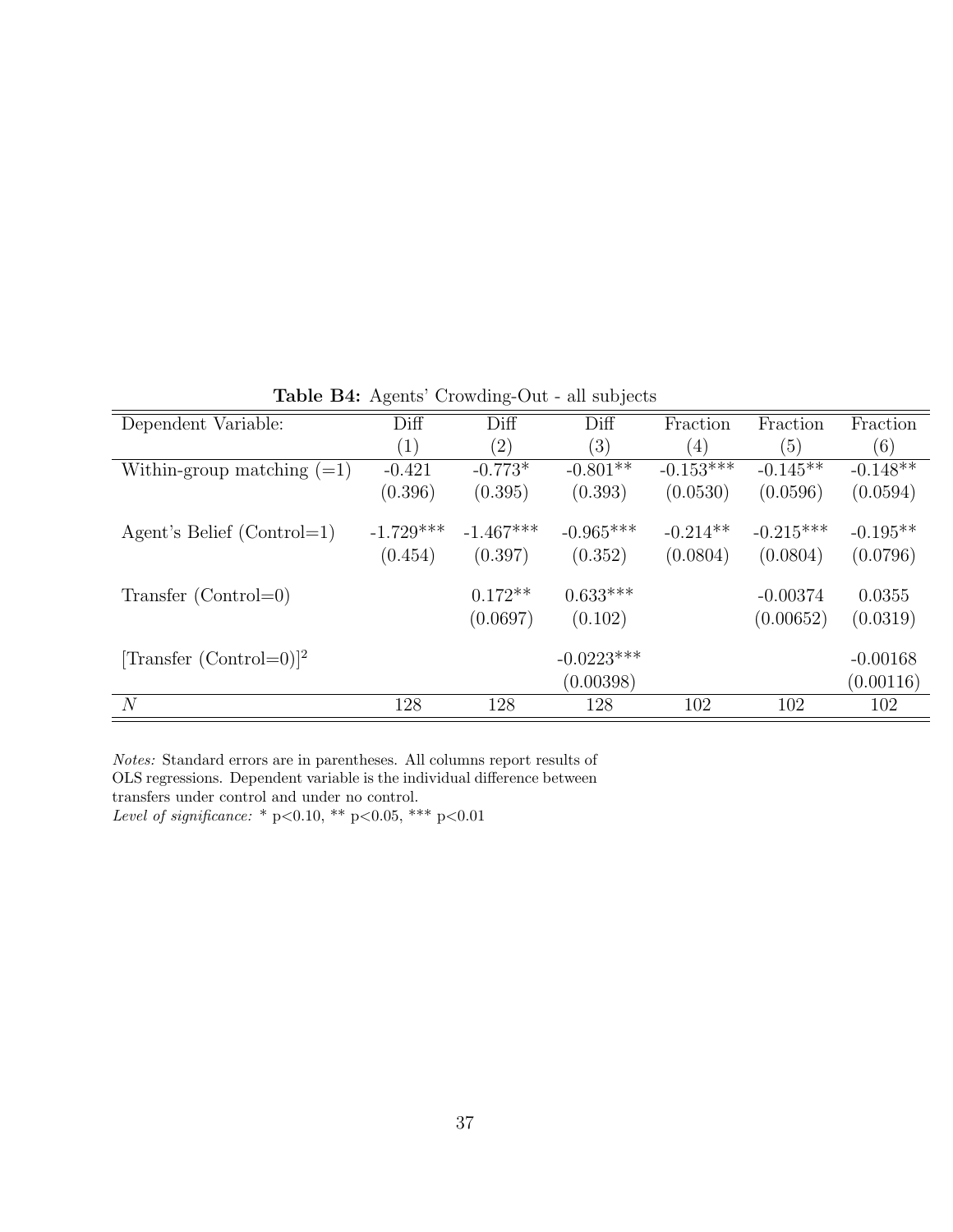**Table B4:** Agents' Crowding-Out - all subjects

| Dependent Variable: | Diff | Diff | Diff | Fraction | Fraction | Fraction |
|---|---|---|---|---|---|---|
| | (1) | (2) | (3) | (4) | (5) | (6) |
| Within-group matching (=1) | -0.421 | -0.773* | -0.801** | -0.153*** | -0.145** | -0.148** |
| | (0.396) | (0.395) | (0.393) | (0.0530) | (0.0596) | (0.0594) |
| Agent's Belief (Control=1) | -1.729*** | -1.467*** | -0.965*** | -0.214** | -0.215*** | -0.195** |
| | (0.454) | (0.397) | (0.352) | (0.0804) | (0.0804) | (0.0796) |
| Transfer (Control=0) | | 0.172** | 0.633*** | | -0.00374 | 0.0355 |
| | | (0.0697) | (0.102) | | (0.00652) | (0.0319) |
| [Transfer (Control=0)]$^2$ | | | -0.0223*** | | | -0.00168 |
| | | | (0.00398) | | | (0.00116) |
| $N$ | 128 | 128 | 128 | 102 | 102 | 102 |

*Notes:* Standard errors are in parentheses. All columns report results of OLS regressions. Dependent variable is the individual difference between transfers under control and under no control.
*Level of significance:* * p<0.10, ** p<0.05, *** p<0.01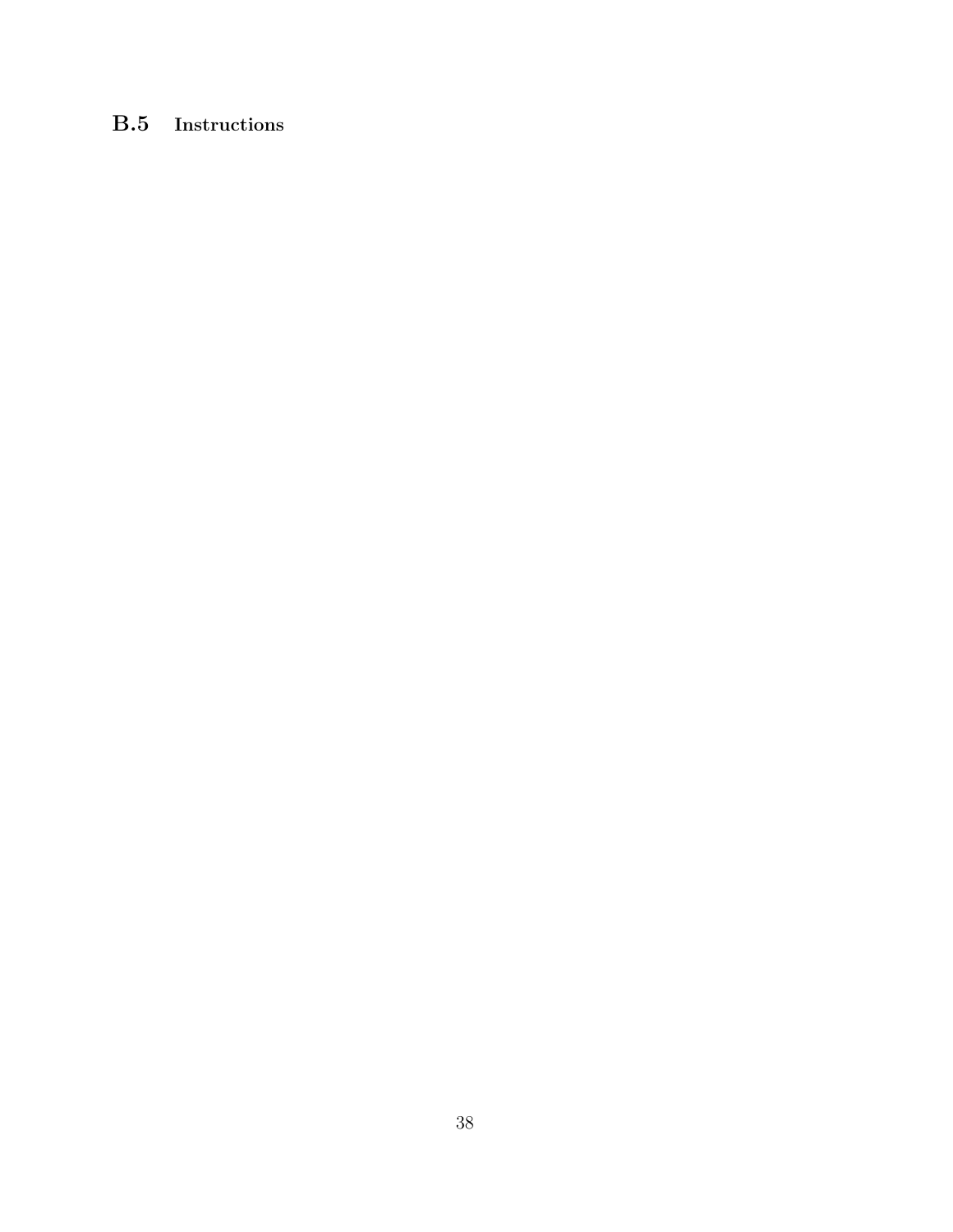### B.5 Instructions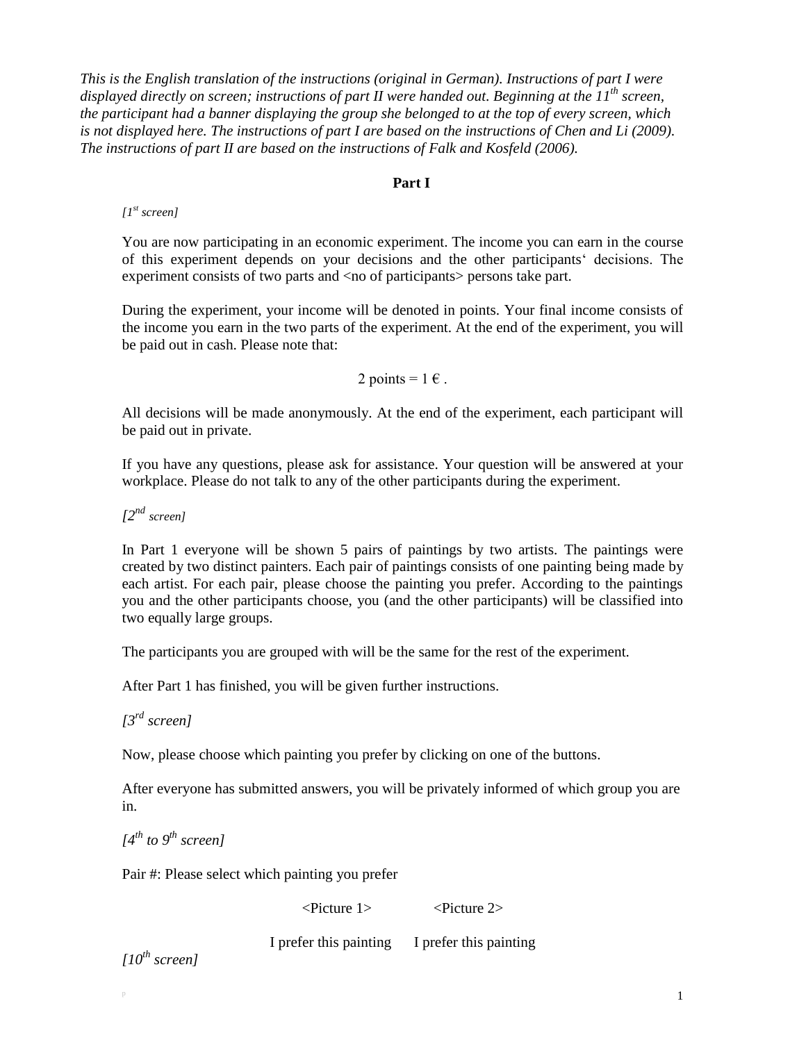*This is the English translation of the instructions (original in German). Instructions of part I were displayed directly on screen; instructions of part II were handed out. Beginning at the 11th screen, the participant had a banner displaying the group she belonged to at the top of every screen, which is not displayed here. The instructions of part I are based on the instructions of Chen and Li (2009). The instructions of part II are based on the instructions of Falk and Kosfeld (2006).*

## Part I

*[1st screen]*

You are now participating in an economic experiment. The income you can earn in the course of this experiment depends on your decisions and the other participants' decisions. The experiment consists of two parts and <no of participants> persons take part.

During the experiment, your income will be denoted in points. Your final income consists of the income you earn in the two parts of the experiment. At the end of the experiment, you will be paid out in cash. Please note that:

2 points = 1 € .

All decisions will be made anonymously. At the end of the experiment, each participant will be paid out in private.

If you have any questions, please ask for assistance. Your question will be answered at your workplace. Please do not talk to any of the other participants during the experiment.

*[2nd screen]*

In Part 1 everyone will be shown 5 pairs of paintings by two artists. The paintings were created by two distinct painters. Each pair of paintings consists of one painting being made by each artist. For each pair, please choose the painting you prefer. According to the paintings you and the other participants choose, you (and the other participants) will be classified into two equally large groups.

The participants you are grouped with will be the same for the rest of the experiment.

After Part 1 has finished, you will be given further instructions.

*[3rd screen]*

Now, please choose which painting you prefer by clicking on one of the buttons.

After everyone has submitted answers, you will be privately informed of which group you are in.

*[4th to 9th screen]*

Pair #: Please select which painting you prefer

<Picture 1> <Picture 2>

I prefer this painting I prefer this painting

*[10th screen]*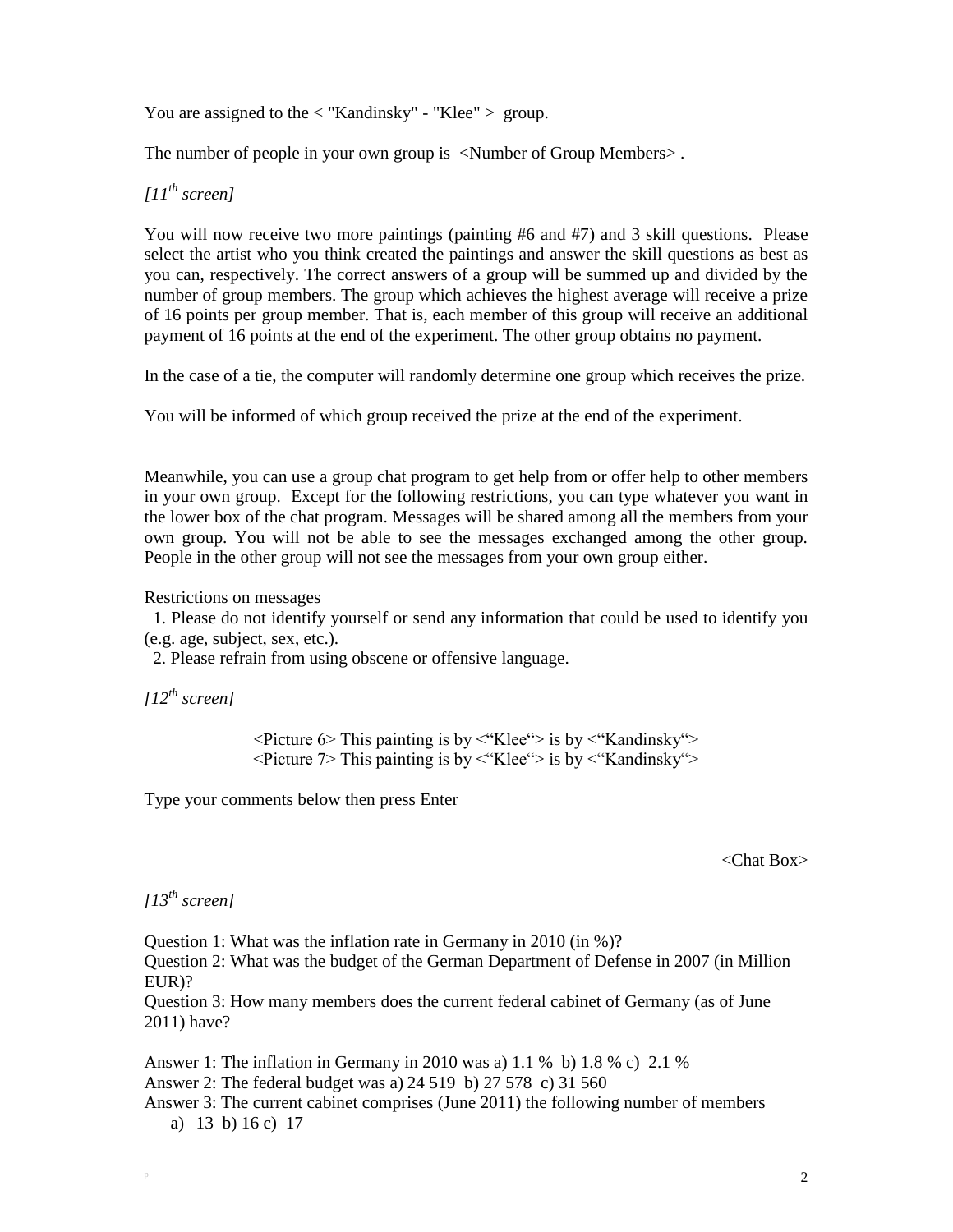You are assigned to the < "Kandinsky" - "Klee" > group.

The number of people in your own group is <Number of Group Members> .

*[11th screen]*

You will now receive two more paintings (painting #6 and #7) and 3 skill questions. Please select the artist who you think created the paintings and answer the skill questions as best as you can, respectively. The correct answers of a group will be summed up and divided by the number of group members. The group which achieves the highest average will receive a prize of 16 points per group member. That is, each member of this group will receive an additional payment of 16 points at the end of the experiment. The other group obtains no payment.

In the case of a tie, the computer will randomly determine one group which receives the prize.

You will be informed of which group received the prize at the end of the experiment.

Meanwhile, you can use a group chat program to get help from or offer help to other members in your own group. Except for the following restrictions, you can type whatever you want in the lower box of the chat program. Messages will be shared among all the members from your own group. You will not be able to see the messages exchanged among the other group. People in the other group will not see the messages from your own group either.

Restrictions on messages

1. Please do not identify yourself or send any information that could be used to identify you (e.g. age, subject, sex, etc.).
2. Please refrain from using obscene or offensive language.

*[12th screen]*

<Picture 6> This painting is by <"Klee"> is by <"Kandinsky">
<Picture 7> This painting is by <"Klee"> is by <"Kandinsky">

Type your comments below then press Enter

<Chat Box>

*[13th screen]*

Question 1: What was the inflation rate in Germany in 2010 (in %)?
Question 2: What was the budget of the German Department of Defense in 2007 (in Million EUR)?
Question 3: How many members does the current federal cabinet of Germany (as of June 2011) have?

Answer 1: The inflation in Germany in 2010 was a) 1.1 % b) 1.8 % c) 2.1 %
Answer 2: The federal budget was a) 24 519 b) 27 578 c) 31 560
Answer 3: The current cabinet comprises (June 2011) the following number of members
a) 13 b) 16 c) 17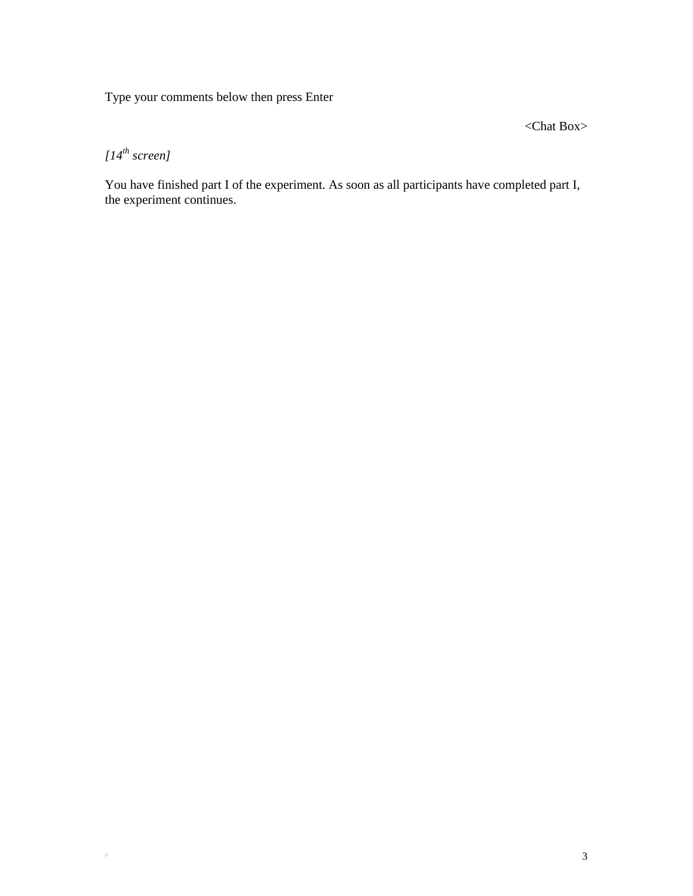Type your comments below then press Enter

<Chat Box>

*[14th screen]*

You have finished part I of the experiment. As soon as all participants have completed part I, the experiment continues.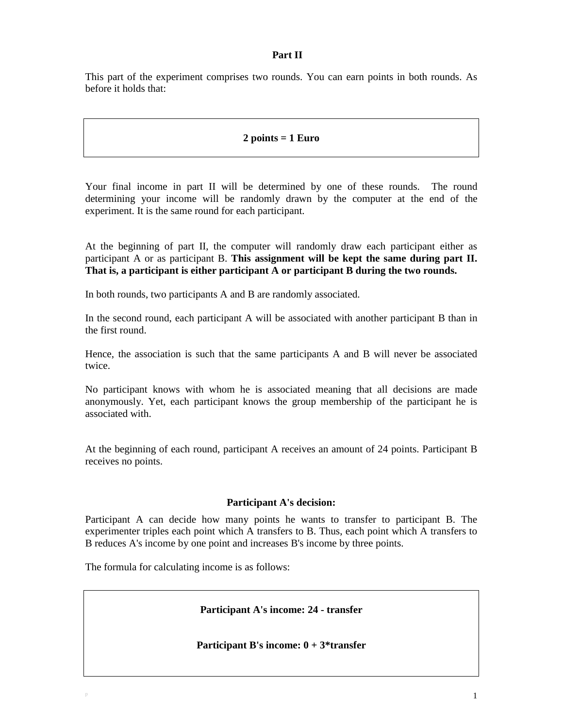## Part II

This part of the experiment comprises two rounds. You can earn points in both rounds. As before it holds that:

**2 points = 1 Euro**

Your final income in part II will be determined by one of these rounds. The round determining your income will be randomly drawn by the computer at the end of the experiment. It is the same round for each participant.

At the beginning of part II, the computer will randomly draw each participant either as participant A or as participant B. **This assignment will be kept the same during part II. That is, a participant is either participant A or participant B during the two rounds.**

In both rounds, two participants A and B are randomly associated.

In the second round, each participant A will be associated with another participant B than in the first round.

Hence, the association is such that the same participants A and B will never be associated twice.

No participant knows with whom he is associated meaning that all decisions are made anonymously. Yet, each participant knows the group membership of the participant he is associated with.

At the beginning of each round, participant A receives an amount of 24 points. Participant B receives no points.

### Participant A's decision:

Participant A can decide how many points he wants to transfer to participant B. The experimenter triples each point which A transfers to B. Thus, each point which A transfers to B reduces A's income by one point and increases B's income by three points.

The formula for calculating income is as follows:

**Participant A's income: 24 - transfer**

**Participant B's income: 0 + 3*transfer**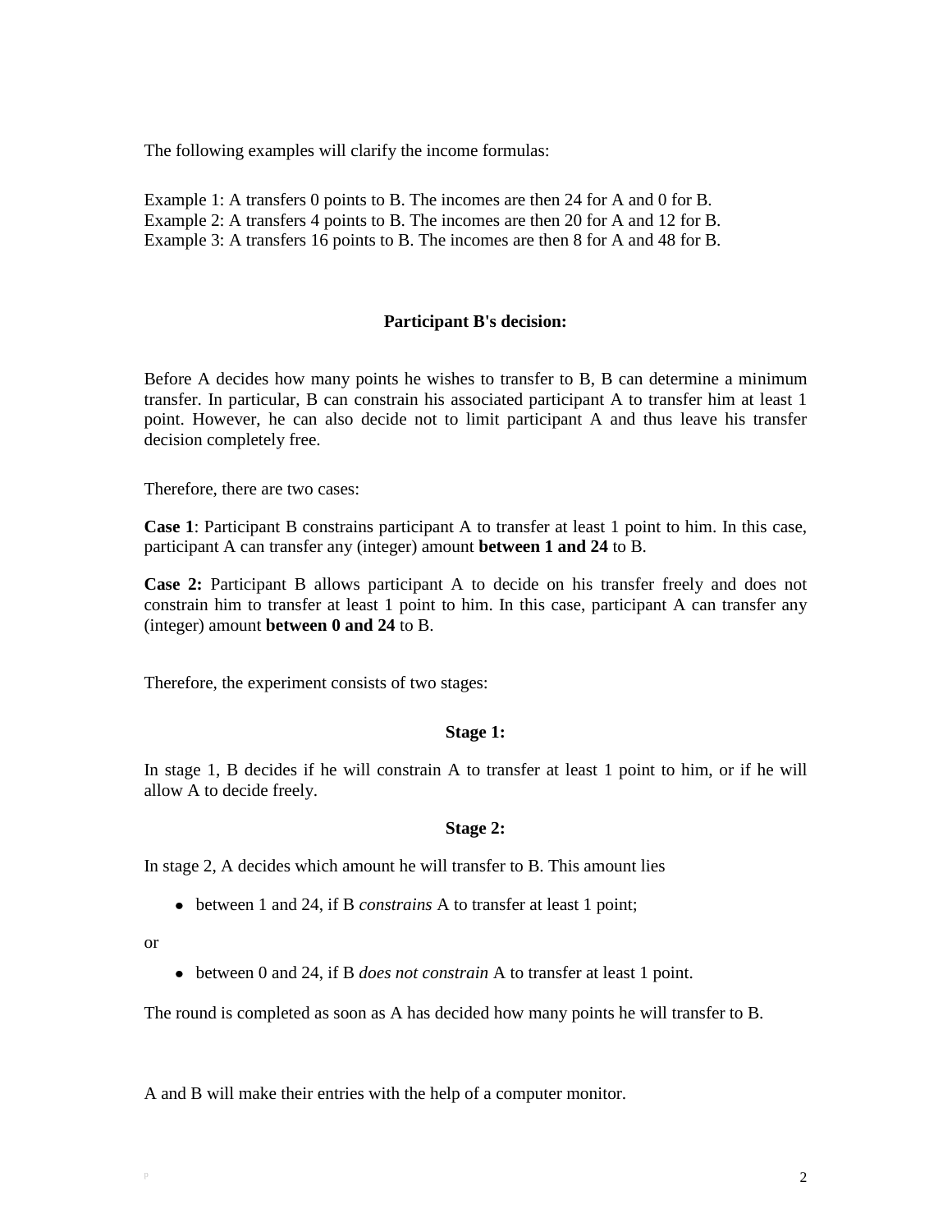The following examples will clarify the income formulas:

Example 1: A transfers 0 points to B. The incomes are then 24 for A and 0 for B.
Example 2: A transfers 4 points to B. The incomes are then 20 for A and 12 for B.
Example 3: A transfers 16 points to B. The incomes are then 8 for A and 48 for B.

**Participant B's decision:**

Before A decides how many points he wishes to transfer to B, B can determine a minimum transfer. In particular, B can constrain his associated participant A to transfer him at least 1 point. However, he can also decide not to limit participant A and thus leave his transfer decision completely free.

Therefore, there are two cases:

**Case 1**: Participant B constrains participant A to transfer at least 1 point to him. In this case, participant A can transfer any (integer) amount **between 1 and 24** to B.

**Case 2:** Participant B allows participant A to decide on his transfer freely and does not constrain him to transfer at least 1 point to him. In this case, participant A can transfer any (integer) amount **between 0 and 24** to B.

Therefore, the experiment consists of two stages:

**Stage 1:**

In stage 1, B decides if he will constrain A to transfer at least 1 point to him, or if he will allow A to decide freely.

**Stage 2:**

In stage 2, A decides which amount he will transfer to B. This amount lies

- between 1 and 24, if B *constrains* A to transfer at least 1 point;

or

- between 0 and 24, if B *does not constrain* A to transfer at least 1 point.

The round is completed as soon as A has decided how many points he will transfer to B.

A and B will make their entries with the help of a computer monitor.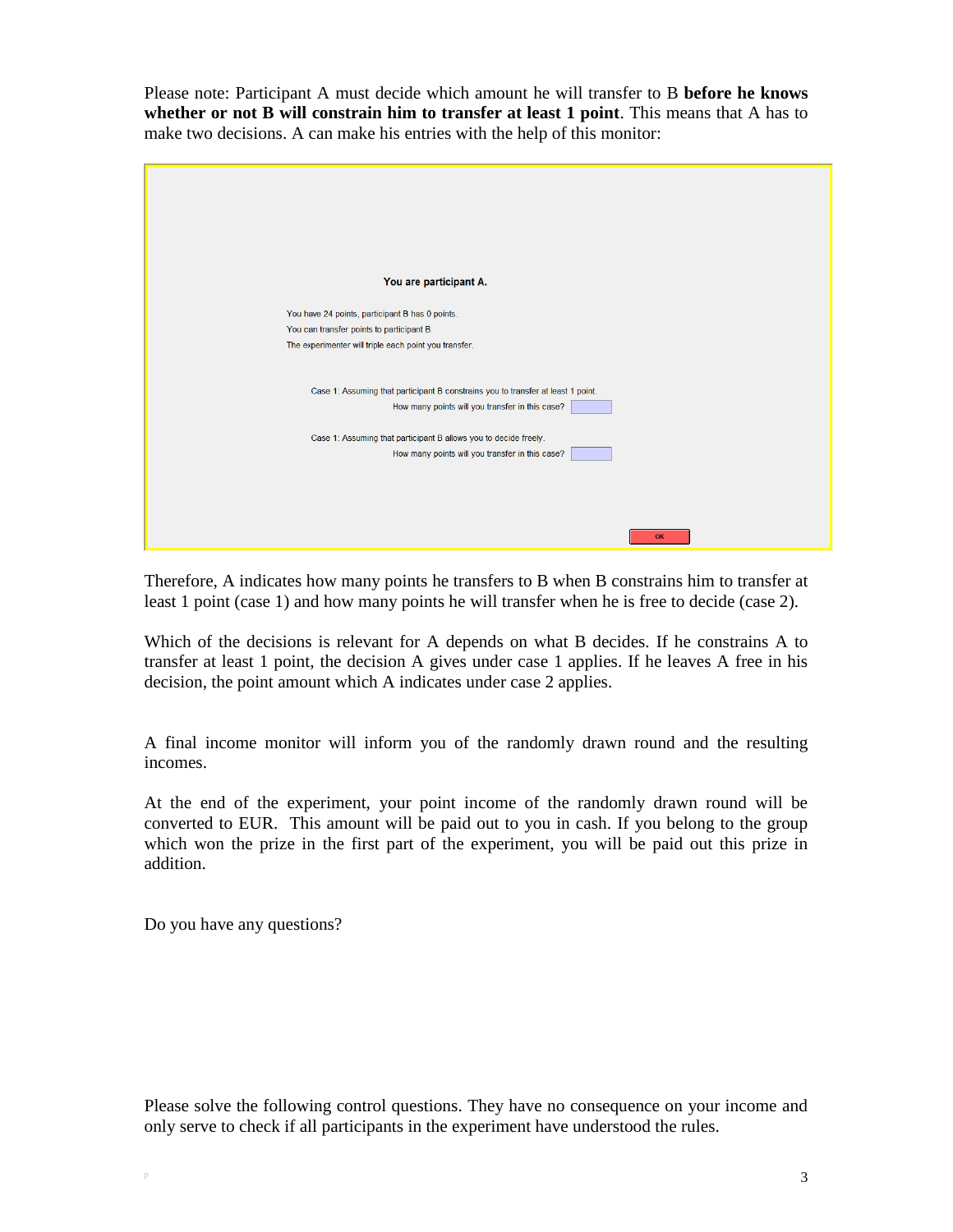Please note: Participant A must decide which amount he will transfer to B **before he knows whether or not B will constrain him to transfer at least 1 point**. This means that A has to make two decisions. A can make his entries with the help of this monitor:

> **You are participant A.**
>
> You have 24 points, participant B has 0 points.
> You can transfer points to participant B.
> The experimenter will triple each point you transfer.
>
> Case 1: Assuming that participant B constrains you to transfer at least 1 point.
> How many points will you transfer in this case? [ ]
>
> Case 1: Assuming that participant B allows you to decide freely.
> How many points will you transfer in this case? [ ]
>
> OK

Therefore, A indicates how many points he transfers to B when B constrains him to transfer at least 1 point (case 1) and how many points he will transfer when he is free to decide (case 2).

Which of the decisions is relevant for A depends on what B decides. If he constrains A to transfer at least 1 point, the decision A gives under case 1 applies. If he leaves A free in his decision, the point amount which A indicates under case 2 applies.

A final income monitor will inform you of the randomly drawn round and the resulting incomes.

At the end of the experiment, your point income of the randomly drawn round will be converted to EUR. This amount will be paid out to you in cash. If you belong to the group which won the prize in the first part of the experiment, you will be paid out this prize in addition.

Do you have any questions?

Please solve the following control questions. They have no consequence on your income and only serve to check if all participants in the experiment have understood the rules.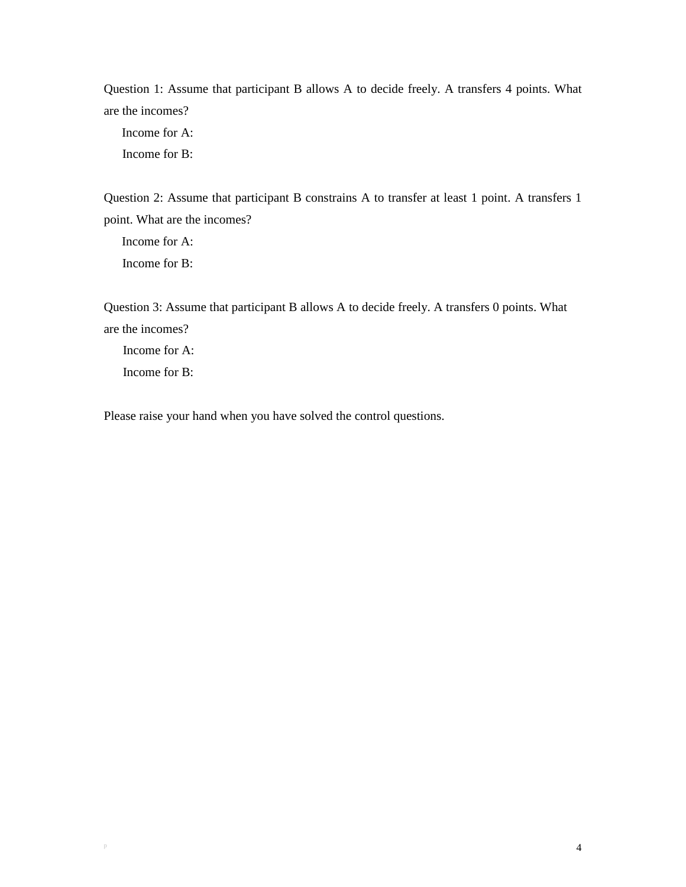Question 1: Assume that participant B allows A to decide freely. A transfers 4 points. What are the incomes?

Income for A:

Income for B:

Question 2: Assume that participant B constrains A to transfer at least 1 point. A transfers 1 point. What are the incomes?

Income for A:

Income for B:

Question 3: Assume that participant B allows A to decide freely. A transfers 0 points. What are the incomes?

Income for A:

Income for B:

Please raise your hand when you have solved the control questions.